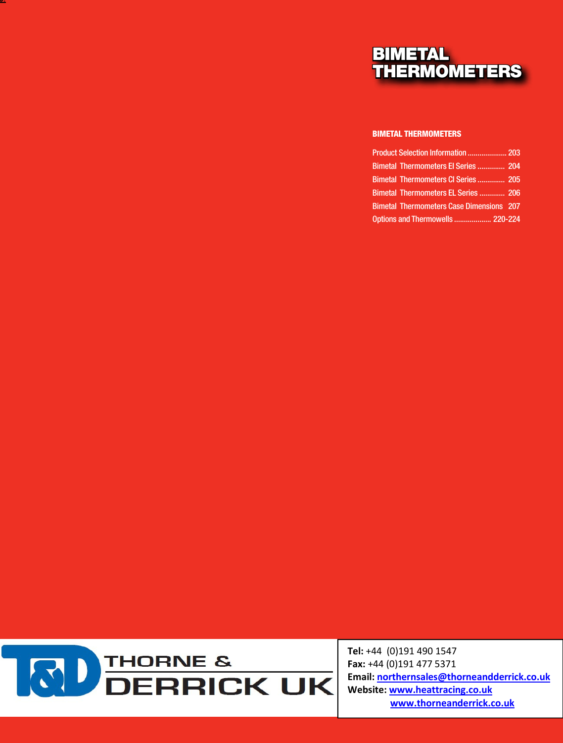# BIMETAL THERMOMETERS

## BIMETAL THERMOMETERS

| | |
|---|---|
| Product Selection Information | 203 |
| Bimetal Thermometers EI Series | 204 |
| Bimetal Thermometers CI Series | 205 |
| Bimetal Thermometers EL Series | 206 |
| Bimetal Thermometers Case Dimensions | 207 |
| Options and Thermowells | 220-224 |

THORNE & DERRICK UK

**Tel:** +44 (0)191 490 1547
**Fax:** +44 (0)191 477 5371
**Email:** northernsales@thorneandderrick.co.uk
**Website:** www.heattracing.co.uk
www.thorneanderrick.co.uk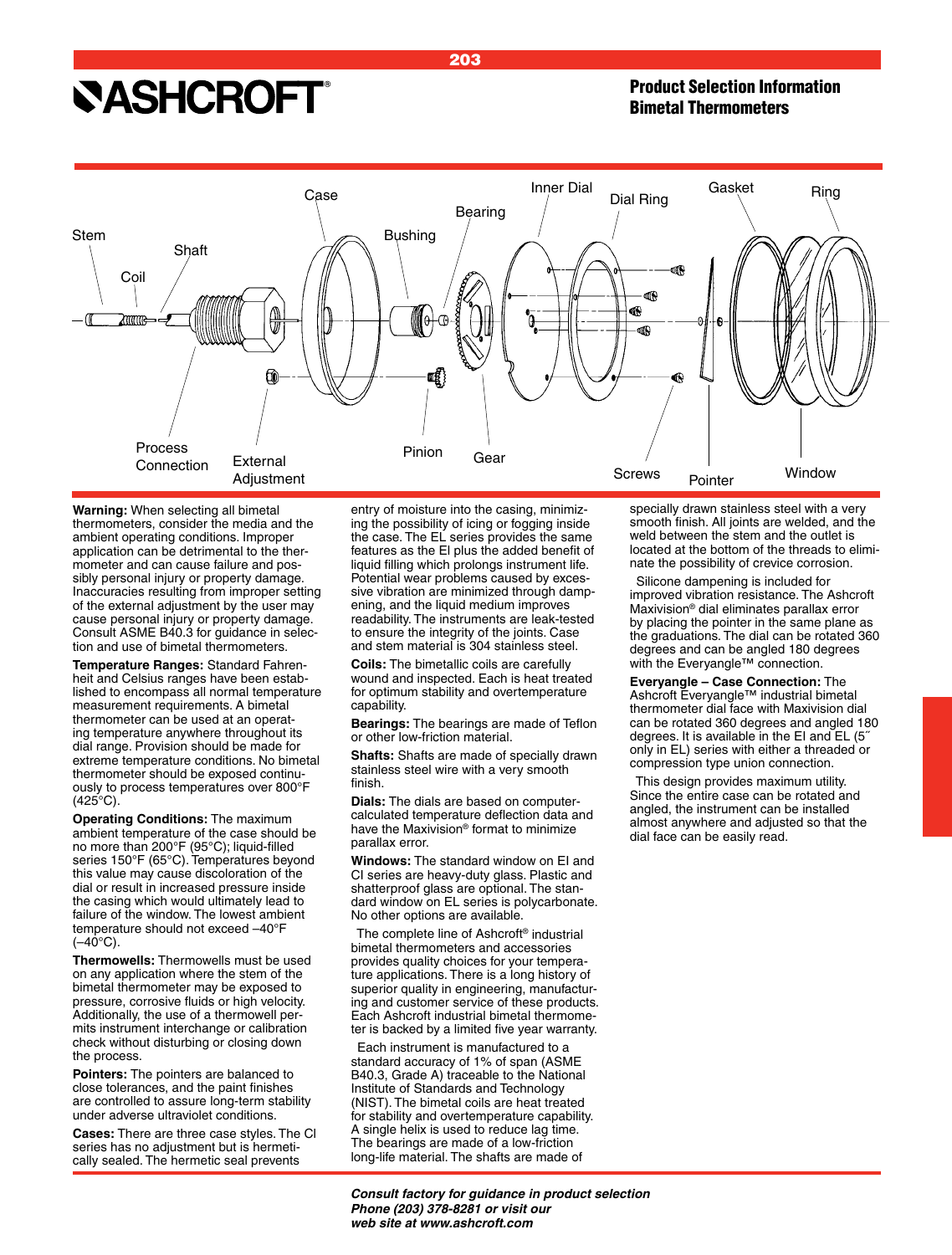# Product Selection Information
## Bimetal Thermometers

Stem Coil Shaft Case Bushing Bearing Inner Dial Dial Ring Gasket Ring

Process Connection External Adjustment Pinion Gear Screws Pointer Window

**Warning:** When selecting all bimetal thermometers, consider the media and the ambient operating conditions. Improper application can be detrimental to the thermometer and can cause failure and possibly personal injury or property damage. Inaccuracies resulting from improper setting of the external adjustment by the user may cause personal injury or property damage. Consult ASME B40.3 for guidance in selection and use of bimetal thermometers.

**Temperature Ranges:** Standard Fahrenheit and Celsius ranges have been established to encompass all normal temperature measurement requirements. A bimetal thermometer can be used at an operating temperature anywhere throughout its dial range. Provision should be made for extreme temperature conditions. No bimetal thermometer should be exposed continuously to process temperatures over 800°F (425°C).

**Operating Conditions:** The maximum ambient temperature of the case should be no more than 200°F (95°C); liquid-filled series 150°F (65°C). Temperatures beyond this value may cause discoloration of the dial or result in increased pressure inside the casing which would ultimately lead to failure of the window. The lowest ambient temperature should not exceed –40°F (–40°C).

**Thermowells:** Thermowells must be used on any application where the stem of the bimetal thermometer may be exposed to pressure, corrosive fluids or high velocity. Additionally, the use of a thermowell permits instrument interchange or calibration check without disturbing or closing down the process.

**Pointers:** The pointers are balanced to close tolerances, and the paint finishes are controlled to assure long-term stability under adverse ultraviolet conditions.

**Cases:** There are three case styles. The CI series has no adjustment but is hermetically sealed. The hermetic seal prevents entry of moisture into the casing, minimizing the possibility of icing or fogging inside the case. The EL series provides the same features as the EI plus the added benefit of liquid filling which prolongs instrument life. Potential wear problems caused by excessive vibration are minimized through dampening, and the liquid medium improves readability. The instruments are leak-tested to ensure the integrity of the joints. Case and stem material is 304 stainless steel.

**Coils:** The bimetallic coils are carefully wound and inspected. Each is heat treated for optimum stability and overtemperature capability.

**Bearings:** The bearings are made of Teflon or other low-friction material.

**Shafts:** Shafts are made of specially drawn stainless steel wire with a very smooth finish.

**Dials:** The dials are based on computer-calculated temperature deflection data and have the Maxivision® format to minimize parallax error.

**Windows:** The standard window on EI and CI series are heavy-duty glass. Plastic and shatterproof glass are optional. The standard window on EL series is polycarbonate. No other options are available.

The complete line of Ashcroft® industrial bimetal thermometers and accessories provides quality choices for your temperature applications. There is a long history of superior quality in engineering, manufacturing and customer service of these products. Each Ashcroft industrial bimetal thermometer is backed by a limited five year warranty.

Each instrument is manufactured to a standard accuracy of 1% of span (ASME B40.3, Grade A) traceable to the National Institute of Standards and Technology (NIST). The bimetal coils are heat treated for stability and overtemperature capability. A single helix is used to reduce lag time. The bearings are made of a low-friction long-life material. The shafts are made of specially drawn stainless steel with a very smooth finish. All joints are welded, and the weld between the stem and the outlet is located at the bottom of the threads to eliminate the possibility of crevice corrosion.

Silicone dampening is included for improved vibration resistance. The Ashcroft Maxivision® dial eliminates parallax error by placing the pointer in the same plane as the graduations. The dial can be rotated 360 degrees and can be angled 180 degrees with the Everyangle™ connection.

**Everyangle – Case Connection:** The Ashcroft Everyangle™ industrial bimetal thermometer dial face with Maxivision dial can be rotated 360 degrees and angled 180 degrees. It is available in the EI and EL (5˝ only in EL) series with either a threaded or compression type union connection.

This design provides maximum utility. Since the entire case can be rotated and angled, the instrument can be installed almost anywhere and adjusted so that the dial face can be easily read.

*Consult factory for guidance in product selection*
*Phone (203) 378-8281 or visit our*
*web site at www.ashcroft.com*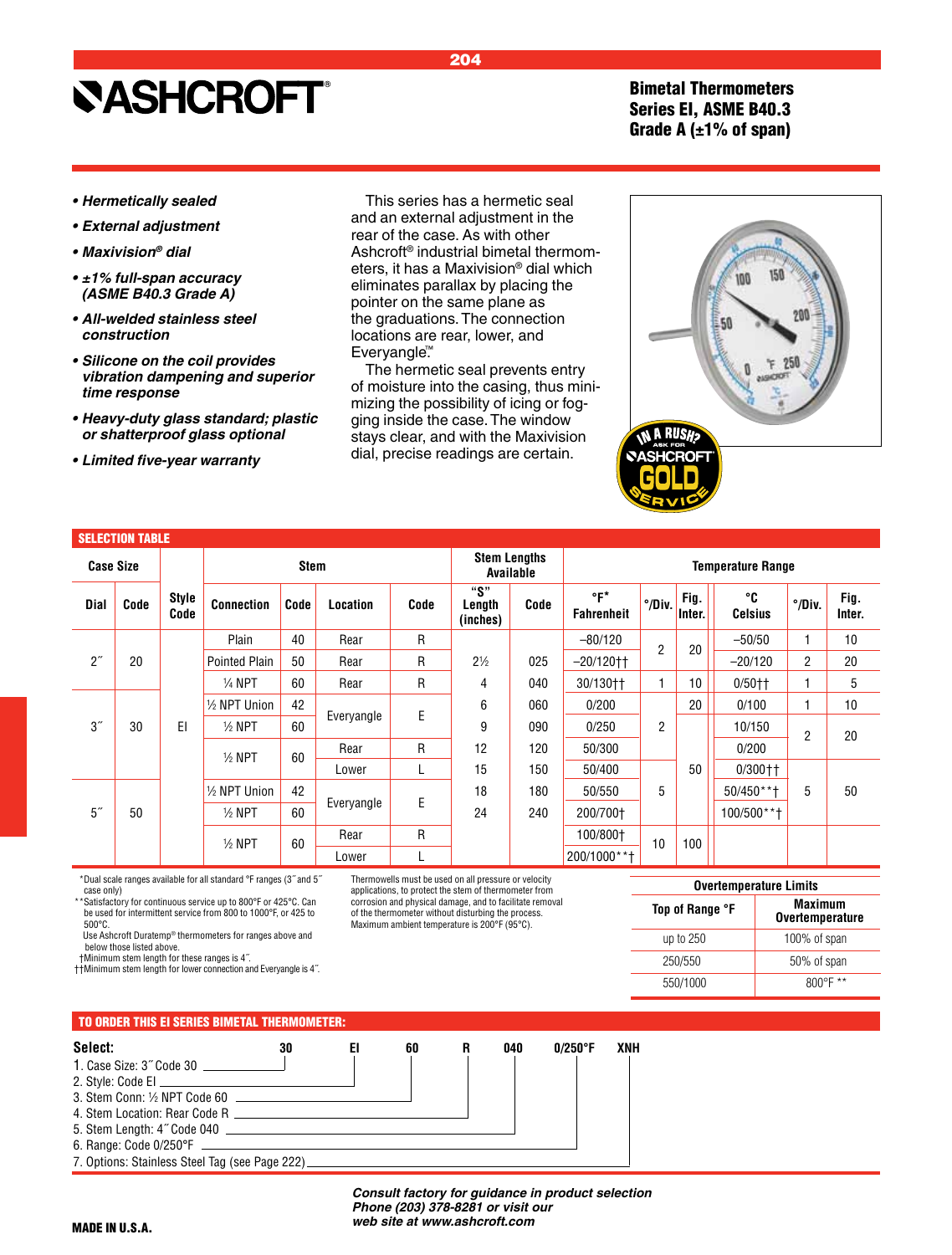# ASHCROFT

**Bimetal Thermometers**
**Series EI, ASME B40.3**
**Grade A (±1% of span)**

- ***Hermetically sealed***
- ***External adjustment***
- ***Maxivision® dial***
- ***±1% full-span accuracy (ASME B40.3 Grade A)***
- ***All-welded stainless steel construction***
- ***Silicone on the coil provides vibration dampening and superior time response***
- ***Heavy-duty glass standard; plastic or shatterproof glass optional***
- ***Limited five-year warranty***

This series has a hermetic seal and an external adjustment in the rear of the case. As with other Ashcroft® industrial bimetal thermometers, it has a Maxivision® dial which eliminates parallax by placing the pointer on the same plane as the graduations. The connection locations are rear, lower, and Everyangle™.

The hermetic seal prevents entry of moisture into the casing, thus minimizing the possibility of icing or fogging inside the case. The window stays clear, and with the Maxivision dial, precise readings are certain.

IN A RUSH? ASK FOR ASHCROFT GOLD SERVICE

## SELECTION TABLE

| Case Size | | Style Code | Stem | | | | Stem Lengths Available | | Temperature Range | | | | | |
|---|---|---|---|---|---|---|---|---|---|---|---|---|---|---|
| Dial | Code | | Connection | Code | Location | Code | "S" Length (inches) | Code | °F* Fahrenheit | °/Div. | Fig. Inter. | °C Celsius | °/Div. | Fig. Inter. |
| 2˝ | 20 | EI | Plain | 40 | Rear | R | 2½ | 025 | –80/120 | 2 | 20 | –50/50 | 1 | 10 |
| | | | Pointed Plain | 50 | Rear | R | 4 | 040 | –20/120†† | | | –20/120 | 2 | 20 |
| | | | ¼ NPT | 60 | Rear | R | 6 | 060 | 30/130†† | 1 | 10 | 0/50†† | 1 | 5 |
| 3˝ | 30 | | ½ NPT Union | 42 | Everyangle | E | 9 | 090 | 0/200 | 2 | 20 | 0/100 | 1 | 10 |
| | | | ½ NPT | 60 | | | 12 | 120 | 0/250 | | 50 | 10/150 | 2 | 20 |
| | | | ½ NPT | 60 | Rear | R | 15 | 150 | 50/300 | | | 0/200 | | |
| | | | | | Lower | L | 18 | 180 | 50/400 | 5 | | 0/300†† | 5 | 50 |
| 5˝ | 50 | | ½ NPT Union | 42 | Everyangle | E | 24 | 240 | 50/550 | | | 50/450**† | | |
| | | | ½ NPT | 60 | | | | | 200/700† | | | 100/500**† | | |
| | | | ½ NPT | 60 | Rear | R | | | 100/800† | 10 | 100 | | | |
| | | | | | Lower | L | | | 200/1000**† | | | | | |

\*Dual scale ranges available for all standard °F ranges (3˝ and 5˝ case only)
\*\*Satisfactory for continuous service up to 800°F or 425°C. Can be used for intermittent service from 800 to 1000°F, or 425 to 500°C.
Use Ashcroft Duratemp® thermometers for ranges above and below those listed above.
†Minimum stem length for these ranges is 4˝.
††Minimum stem length for lower connection and Everyangle is 4˝.

Thermowells must be used on all pressure or velocity applications, to protect the stem of thermometer from corrosion and physical damage, and to facilitate removal of the thermometer without disturbing the process. Maximum ambient temperature is 200°F (95°C).

**Overtemperature Limits**

| Top of Range °F | Maximum Overtemperature |
|---|---|
| up to 250 | 100% of span |
| 250/550 | 50% of span |
| 550/1000 | 800°F ** |

## TO ORDER THIS EI SERIES BIMETAL THERMOMETER:

**Select:** 30 EI 60 R 040 0/250°F XNH

1. Case Size: 3˝ Code 30
2. Style: Code EI
3. Stem Conn: ½ NPT Code 60
4. Stem Location: Rear Code R
5. Stem Length: 4˝ Code 040
6. Range: Code 0/250°F
7. Options: Stainless Steel Tag (see Page 222)

***Consult factory for guidance in product selection Phone (203) 378-8281 or visit our web site at www.ashcroft.com***

**MADE IN U.S.A.**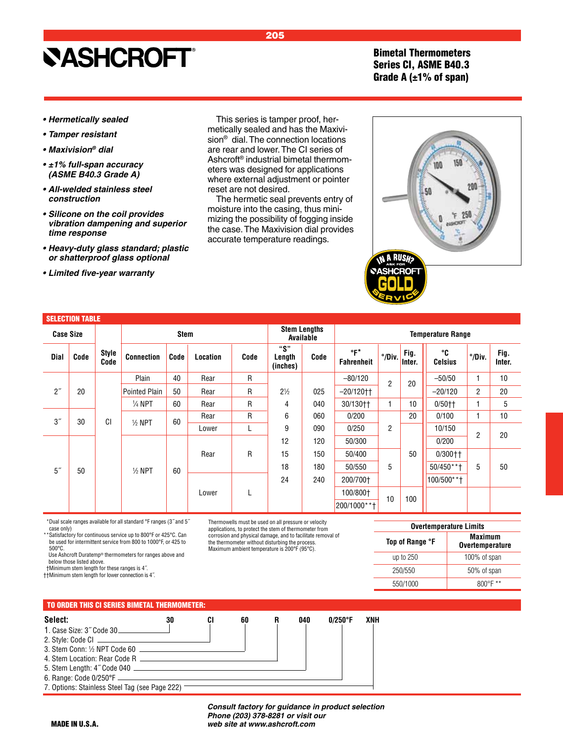# ASHCROFT®

## Bimetal Thermometers Series CI, ASME B40.3 Grade A (±1% of span)

- ***Hermetically sealed***
- ***Tamper resistant***
- ***Maxivision® dial***
- ***±1% full-span accuracy (ASME B40.3 Grade A)***
- ***All-welded stainless steel construction***
- ***Silicone on the coil provides vibration dampening and superior time response***
- ***Heavy-duty glass standard; plastic or shatterproof glass optional***
- ***Limited five-year warranty***

This series is tamper proof, hermetically sealed and has the Maxivision® dial. The connection locations are rear and lower. The CI series of Ashcroft® industrial bimetal thermometers was designed for applications where external adjustment or pointer reset are not desired.

The hermetic seal prevents entry of moisture into the casing, thus minimizing the possibility of fogging inside the case. The Maxivision dial provides accurate temperature readings.

IN A RUSH? ASK FOR ASHCROFT GOLD SERVICE

### SELECTION TABLE

| Case Size | | Style | Stem | | | | Stem Lengths Available | | Temperature Range | | | | | |
|---|---|---|---|---|---|---|---|---|---|---|---|---|---|---|
| Dial | Code | Style Code | Connection | Code | Location | Code | "S" Length (inches) | Code | °F* Fahrenheit | °/Div. | Fig. Inter. | °C Celsius | °/Div. | Fig. Inter. |
| 2″ | 20 | CI | Plain | 40 | Rear | R | 2½ | 025 | –80/120 | 2 | 20 | –50/50 | 1 | 10 |
| | | | Pointed Plain | 50 | Rear | R | | | –20/120†† | | | –20/120 | 2 | 20 |
| | | | ¼ NPT | 60 | Rear | R | 4 | 040 | 30/130†† | 1 | 10 | 0/50†† | 1 | 5 |
| 3″ | 30 | | ½ NPT | 60 | Rear | R | 6 | 060 | 0/200 | 2 | 20 | 0/100 | 1 | 10 |
| | | | | | Lower | L | 9 | 090 | 0/250 | | | 10/150 | 2 | 20 |
| 5″ | 50 | | ½ NPT | 60 | Rear | R | 12 | 120 | 50/300 | | 50 | 0/200 | | |
| | | | | | | | 15 | 150 | 50/400 | 5 | | 0/300†† | 5 | 50 |
| | | | | | | | 18 | 180 | 50/550 | | | 50/450**† | | |
| | | | | | Lower | L | 24 | 240 | 200/700† | | | 100/500**† | | |
| | | | | | | | | | 100/800† | 10 | 100 | | | |
| | | | | | | | | | 200/1000**† | | | | | |

\*Dual scale ranges available for all standard °F ranges (3″ and 5″ case only)
\*\*Satisfactory for continuous service up to 800°F or 425°C. Can be used for intermittent service from 800 to 1000°F, or 425 to 500°C.
Use Ashcroft Duratemp® thermometers for ranges above and below those listed above.
†Minimum stem length for these ranges is 4″.
††Minimum stem length for lower connection is 4″.

Thermowells must be used on all pressure or velocity applications, to protect the stem of thermometer from corrosion and physical damage, and to facilitate removal of the thermometer without disturbing the process. Maximum ambient temperature is 200°F (95°C).

| Overtemperature Limits | |
|---|---|
| Top of Range °F | Maximum Overtemperature |
| up to 250 | 100% of span |
| 250/550 | 50% of span |
| 550/1000 | 800°F ** |

### TO ORDER THIS CI SERIES BIMETAL THERMOMETER:

**Select:** 30 CI 60 R 040 0/250°F XNH

1. Case Size: 3″ Code 30
2. Style: Code CI
3. Stem Conn: ½ NPT Code 60
4. Stem Location: Rear Code R
5. Stem Length: 4″ Code 040
6. Range: Code 0/250°F
7. Options: Stainless Steel Tag (see Page 222)

**MADE IN U.S.A.**

***Consult factory for guidance in product selection Phone (203) 378-8281 or visit our web site at www.ashcroft.com***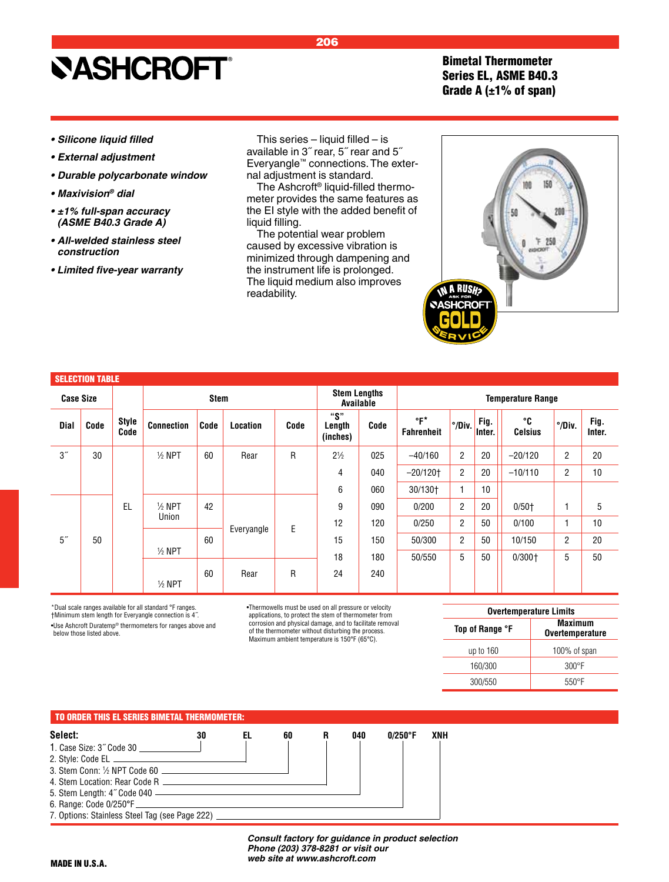# ASHCROFT

## Bimetal Thermometer Series EL, ASME B40.3 Grade A (±1% of span)

- *Silicone liquid filled*
- *External adjustment*
- *Durable polycarbonate window*
- *Maxivision® dial*
- *±1% full-span accuracy (ASME B40.3 Grade A)*
- *All-welded stainless steel construction*
- *Limited five-year warranty*

This series – liquid filled – is available in 3˝ rear, 5˝ rear and 5˝ Everyangle™ connections. The external adjustment is standard.

The Ashcroft® liquid-filled thermometer provides the same features as the EI style with the added benefit of liquid filling.

The potential wear problem caused by excessive vibration is minimized through dampening and the instrument life is prolonged. The liquid medium also improves readability.

IN A RUSH? ASK FOR ASHCROFT GOLD SERVICE

### SELECTION TABLE

| Case Size | | Style Code | Stem | | | | Stem Lengths Available | | Temperature Range | | | | | |
|---|---|---|---|---|---|---|---|---|---|---|---|---|---|---|
| Dial | Code | | Connection | Code | Location | Code | "S" Length (inches) | Code | °F* Fahrenheit | °/Div. | Fig. Inter. | °C Celsius | °/Div. | Fig. Inter. |
| 3˝ | 30 | EL | ½ NPT | 60 | Rear | R | 2½ | 025 | –40/160 | 2 | 20 | –20/120 | 2 | 20 |
| | | | | | | | 4 | 040 | –20/120† | 2 | 20 | –10/110 | 2 | 10 |
| | | | | | | | 6 | 060 | 30/130† | 1 | 10 | | | |
| 5˝ | 50 | | ½ NPT Union | 42 | Everyangle | E | 9 | 090 | 0/200 | 2 | 20 | 0/50† | 1 | 5 |
| | | | | | | | 12 | 120 | 0/250 | 2 | 50 | 0/100 | 1 | 10 |
| | | | ½ NPT | 60 | | | 15 | 150 | 50/300 | 2 | 50 | 10/150 | 2 | 20 |
| | | | | | | | 18 | 180 | 50/550 | 5 | 50 | 0/300† | 5 | 50 |
| | | | ½ NPT | 60 | Rear | R | 24 | 240 | | | | | | |

*Dual scale ranges available for all standard °F ranges.
†Minimum stem length for Everyangle connection is 4˝.
•Use Ashcroft Duratemp® thermometers for ranges above and below those listed above.

•Thermowells must be used on all pressure or velocity applications, to protect the stem of thermometer from corrosion and physical damage, and to facilitate removal of the thermometer without disturbing the process. Maximum ambient temperature is 150°F (65°C).

**Overtemperature Limits**

| Top of Range °F | Maximum Overtemperature |
|---|---|
| up to 160 | 100% of span |
| 160/300 | 300°F |
| 300/550 | 550°F |

### TO ORDER THIS EL SERIES BIMETAL THERMOMETER:

**Select:** 30 EL 60 R 040 0/250°F XNH

1. Case Size: 3˝ Code 30
2. Style: Code EL
3. Stem Conn: ½ NPT Code 60
4. Stem Location: Rear Code R
5. Stem Length: 4˝ Code 040
6. Range: Code 0/250°F
7. Options: Stainless Steel Tag (see Page 222)

***Consult factory for guidance in product selection Phone (203) 378-8281 or visit our web site at www.ashcroft.com***

**MADE IN U.S.A.**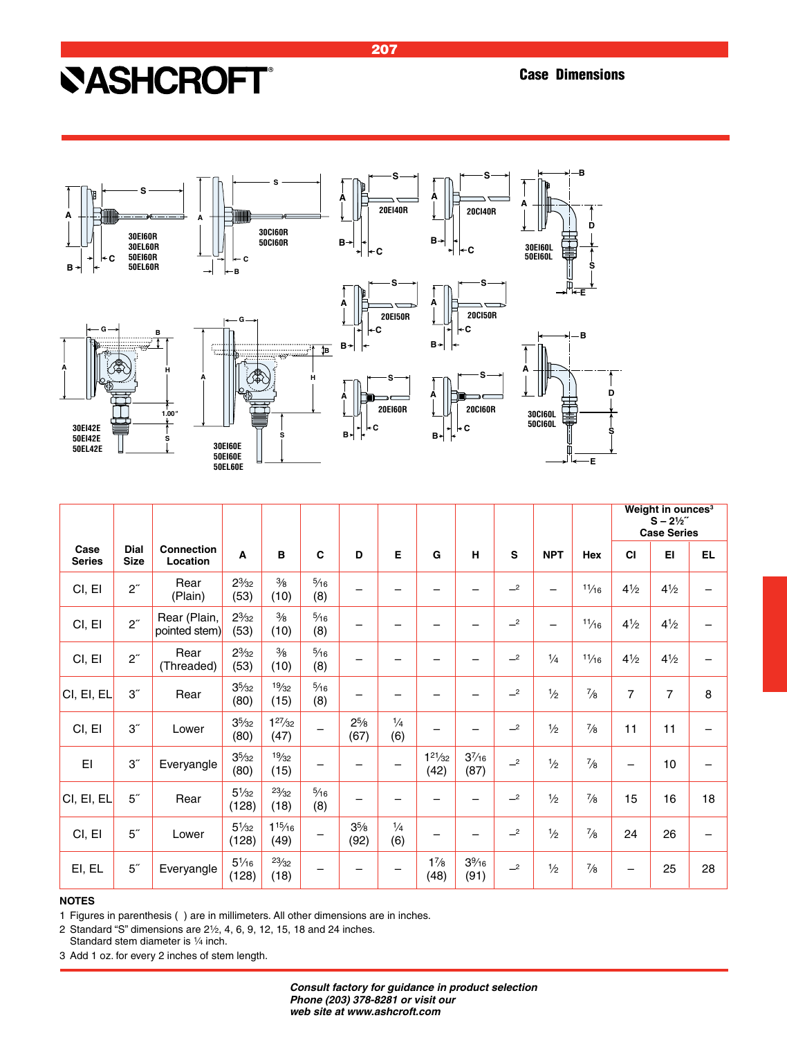# ASHCROFT

## Case Dimensions

30EI60R
30EL60R
50EI60R
50EL60R

30CI60R
50CI60R

20EI40R

20CI40R

30EI60L
50EI60L

20EI50R

20CI50R

20EI60R

20CI60R

30CI60L
50CI60L

30EI42E
50EI42E
50EL42E

30EI60E
50EI60E
50EL60E

| Case Series | Dial Size | Connection Location | A | B | C | D | E | G | H | S | NPT | Hex | Weight in ounces[3] S – 2½˝ Case Series | | |
|---|---|---|---|---|---|---|---|---|---|---|---|---|---|---|---|
| | | | | | | | | | | | | | CI | EI | EL |
| CI, EI | 2˝ | Rear (Plain) | 2³⁄₃₂ (53) | ⅜ (10) | ⁵⁄₁₆ (8) | – | – | – | – | –[2] | – | ¹¹⁄₁₆ | 4½ | 4½ | – |
| CI, EI | 2˝ | Rear (Plain, pointed stem) | 2³⁄₃₂ (53) | ⅜ (10) | ⁵⁄₁₆ (8) | – | – | – | – | –[2] | – | ¹¹⁄₁₆ | 4½ | 4½ | – |
| CI, EI | 2˝ | Rear (Threaded) | 2³⁄₃₂ (53) | ⅜ (10) | ⁵⁄₁₆ (8) | – | – | – | – | –[2] | ¼ | ¹¹⁄₁₆ | 4½ | 4½ | – |
| CI, EI, EL | 3˝ | Rear | 3⁵⁄₃₂ (80) | ¹⁹⁄₃₂ (15) | ⁵⁄₁₆ (8) | – | – | – | – | –[2] | ½ | ⅞ | 7 | 7 | 8 |
| CI, EI | 3˝ | Lower | 3⁵⁄₃₂ (80) | 1²⁷⁄₃₂ (47) | – | 2⅝ (67) | ¼ (6) | – | – | –[2] | ½ | ⅞ | 11 | 11 | – |
| EI | 3˝ | Everyangle | 3⁵⁄₃₂ (80) | ¹⁹⁄₃₂ (15) | – | – | – | 1²¹⁄₃₂ (42) | 3⁷⁄₁₆ (87) | –[2] | ½ | ⅞ | – | 10 | – |
| CI, EI, EL | 5˝ | Rear | 5¹⁄₃₂ (128) | ²³⁄₃₂ (18) | ⁵⁄₁₆ (8) | – | – | – | – | –[2] | ½ | ⅞ | 15 | 16 | 18 |
| CI, EI | 5˝ | Lower | 5¹⁄₃₂ (128) | 1¹⁵⁄₁₆ (49) | – | 3⅝ (92) | ¼ (6) | – | – | –[2] | ½ | ⅞ | 24 | 26 | – |
| EI, EL | 5˝ | Everyangle | 5¹⁄₁₆ (128) | ²³⁄₃₂ (18) | – | – | – | 1⅞ (48) | 3⁹⁄₁₆ (91) | –[2] | ½ | ⅞ | – | 25 | 28 |

**NOTES**

1 Figures in parenthesis ( ) are in millimeters. All other dimensions are in inches.

2 Standard "S" dimensions are 2½, 4, 6, 9, 12, 15, 18 and 24 inches.
Standard stem diameter is ¼ inch.

3 Add 1 oz. for every 2 inches of stem length.

*Consult factory for guidance in product selection*
*Phone (203) 378-8281 or visit our*
*web site at www.ashcroft.com*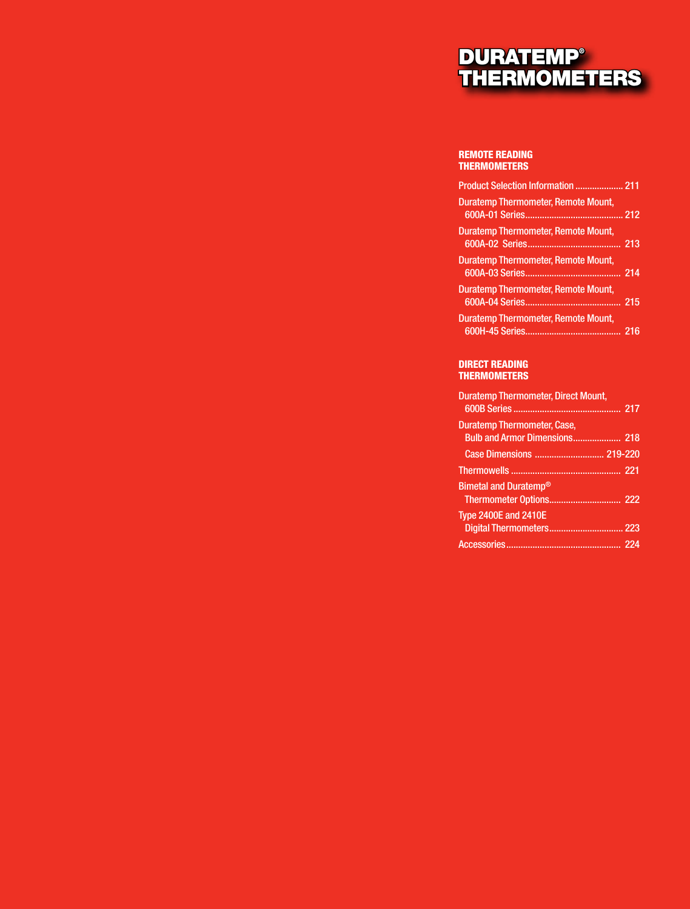# DURATEMP® THERMOMETERS

## REMOTE READING THERMOMETERS

Product Selection Information .................... 211

Duratemp Thermometer, Remote Mount, 600A-01 Series......................................... 212

Duratemp Thermometer, Remote Mount, 600A-02 Series....................................... 213

Duratemp Thermometer, Remote Mount, 600A-03 Series........................................ 214

Duratemp Thermometer, Remote Mount, 600A-04 Series........................................ 215

Duratemp Thermometer, Remote Mount, 600H-45 Series........................................ 216

## DIRECT READING THERMOMETERS

Duratemp Thermometer, Direct Mount, 600B Series ............................................. 217

Duratemp Thermometer, Case, Bulb and Armor Dimensions.................... 218

Case Dimensions ............................. 219-220

Thermowells .............................................. 221

Bimetal and Duratemp® Thermometer Options.............................. 222

Type 2400E and 2410E Digital Thermometers............................... 223

Accessories................................................ 224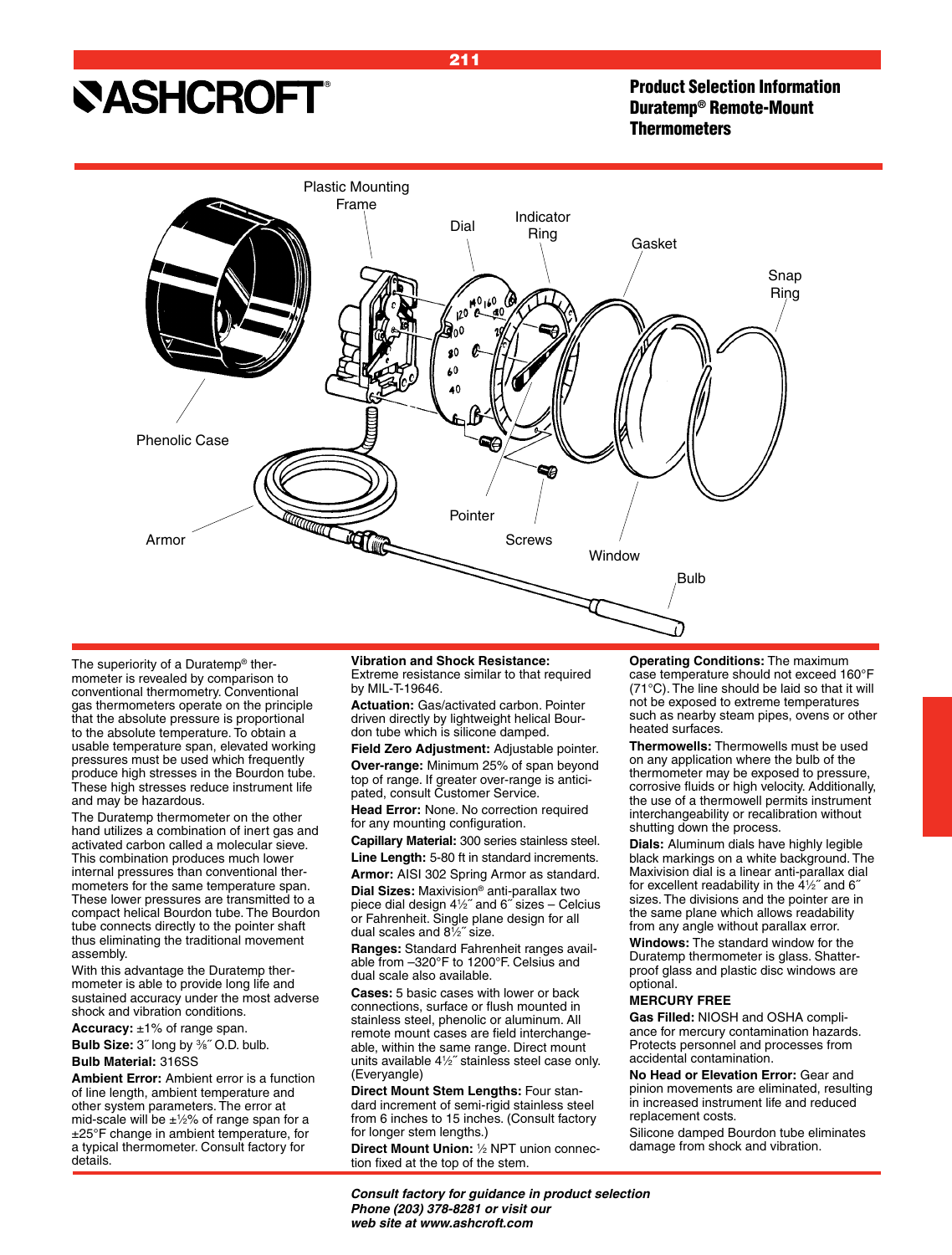# Product Selection Information
## Duratemp® Remote-Mount Thermometers

Plastic Mounting Frame, Dial, Indicator Ring, Gasket, Snap Ring, Phenolic Case, Armor, Pointer, Screws, Window, Bulb

The superiority of a Duratemp® thermometer is revealed by comparison to conventional thermometry. Conventional gas thermometers operate on the principle that the absolute pressure is proportional to the absolute temperature. To obtain a usable temperature span, elevated working pressures must be used which frequently produce high stresses in the Bourdon tube. These high stresses reduce instrument life and may be hazardous.

The Duratemp thermometer on the other hand utilizes a combination of inert gas and activated carbon called a molecular sieve. This combination produces much lower internal pressures than conventional thermometers for the same temperature span. These lower pressures are transmitted to a compact helical Bourdon tube. The Bourdon tube connects directly to the pointer shaft thus eliminating the traditional movement assembly.

With this advantage the Duratemp thermometer is able to provide long life and sustained accuracy under the most adverse shock and vibration conditions.

**Accuracy:** ±1% of range span.

**Bulb Size:** 3˝ long by ⅜˝ O.D. bulb.

**Bulb Material:** 316SS

**Ambient Error:** Ambient error is a function of line length, ambient temperature and other system parameters. The error at mid-scale will be ±½% of range span for a ±25°F change in ambient temperature, for a typical thermometer. Consult factory for details.

**Vibration and Shock Resistance:** Extreme resistance similar to that required by MIL-T-19646.

**Actuation:** Gas/activated carbon. Pointer driven directly by lightweight helical Bourdon tube which is silicone damped.

**Field Zero Adjustment:** Adjustable pointer.

**Over-range:** Minimum 25% of span beyond top of range. If greater over-range is anticipated, consult Customer Service.

**Head Error:** None. No correction required for any mounting configuration.

**Capillary Material:** 300 series stainless steel.

**Line Length:** 5-80 ft in standard increments.

**Armor:** AISI 302 Spring Armor as standard.

**Dial Sizes:** Maxivision® anti-parallax two piece dial design 4½˝ and 6˝ sizes – Celcius or Fahrenheit. Single plane design for all dual scales and 8½˝ size.

**Ranges:** Standard Fahrenheit ranges available from –320°F to 1200°F. Celsius and dual scale also available.

**Cases:** 5 basic cases with lower or back connections, surface or flush mounted in stainless steel, phenolic or aluminum. All remote mount cases are field interchangeable, within the same range. Direct mount units available 4½˝ stainless steel case only. (Everyangle)

**Direct Mount Stem Lengths:** Four standard increment of semi-rigid stainless steel from 6 inches to 15 inches. (Consult factory for longer stem lengths.)

**Direct Mount Union:** ½ NPT union connection fixed at the top of the stem.

**Operating Conditions:** The maximum case temperature should not exceed 160°F (71°C). The line should be laid so that it will not be exposed to extreme temperatures such as nearby steam pipes, ovens or other heated surfaces.

**Thermowells:** Thermowells must be used on any application where the bulb of the thermometer may be exposed to pressure, corrosive fluids or high velocity. Additionally, the use of a thermowell permits instrument interchangeability or recalibration without shutting down the process.

**Dials:** Aluminum dials have highly legible black markings on a white background. The Maxivision dial is a linear anti-parallax dial for excellent readability in the 4½˝ and 6˝ sizes. The divisions and the pointer are in the same plane which allows readability from any angle without parallax error.

**Windows:** The standard window for the Duratemp thermometer is glass. Shatter-proof glass and plastic disc windows are optional.

**MERCURY FREE**

**Gas Filled:** NIOSH and OSHA compliance for mercury contamination hazards. Protects personnel and processes from accidental contamination.

**No Head or Elevation Error:** Gear and pinion movements are eliminated, resulting in increased instrument life and reduced replacement costs.

Silicone damped Bourdon tube eliminates damage from shock and vibration.

***Consult factory for guidance in product selection***
***Phone (203) 378-8281 or visit our***
***web site at www.ashcroft.com***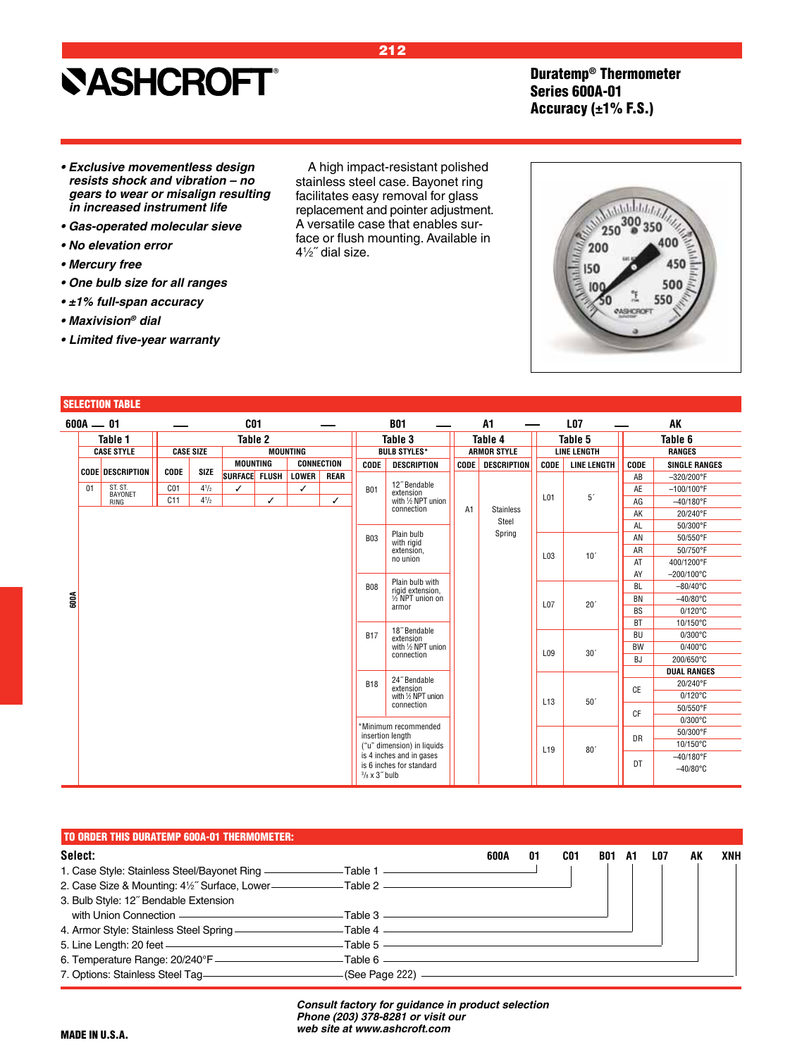**ASHCROFT®**

# Duratemp® Thermometer Series 600A-01 Accuracy (±1% F.S.)

- ***Exclusive movementless design resists shock and vibration – no gears to wear or misalign resulting in increased instrument life***
- ***Gas-operated molecular sieve***
- ***No elevation error***
- ***Mercury free***
- ***One bulb size for all ranges***
- ***±1% full-span accuracy***
- ***Maxivision® dial***
- ***Limited five-year warranty***

A high impact-resistant polished stainless steel case. Bayonet ring facilitates easy removal for glass replacement and pointer adjustment. A versatile case that enables surface or flush mounting. Available in 4½˝ dial size.

## SELECTION TABLE

600A — 01 — C01 — B01 — A1 — L07 — AK

**Table 1 – Case Style**

| CODE | DESCRIPTION |
|---|---|
| 01 | ST. ST. BAYONET RING |

**Table 2 – Case Size / Mounting**

| CODE | SIZE | SURFACE | FLUSH | LOWER | REAR |
|---|---|---|---|---|---|
| C01 | 4½ | ✓ | | ✓ | |
| C11 | 4½ | | ✓ | | ✓ |

**Table 3 – Bulb Styles***

| CODE | DESCRIPTION |
|---|---|
| B01 | 12˝ Bendable extension with ½ NPT union connection |
| B03 | Plain bulb with rigid extension, no union |
| B08 | Plain bulb with rigid extension, ½ NPT union on armor |
| B17 | 18˝ Bendable extension with ½ NPT union connection |
| B18 | 24˝ Bendable extension with ½ NPT union connection |

*Minimum recommended insertion length ("u" dimension) in liquids is 4 inches and in gases is 6 inches for standard ⅜ x 3˝ bulb

**Table 4 – Armor Style**

| CODE | DESCRIPTION |
|---|---|
| A1 | Stainless Steel Spring |

**Table 5 – Line Length**

| CODE | LINE LENGTH |
|---|---|
| L01 | 5´ |
| L03 | 10´ |
| L07 | 20´ |
| L09 | 30´ |
| L13 | 50´ |
| L19 | 80´ |

**Table 6 – Ranges**

| CODE | SINGLE RANGES |
|---|---|
| AB | –320/200°F |
| AE | –100/100°F |
| AG | –40/180°F |
| AK | 20/240°F |
| AL | 50/300°F |
| AN | 50/550°F |
| AR | 50/750°F |
| AT | 400/1200°F |
| AY | –200/100°C |
| BL | –80/40°C |
| BN | –40/80°C |
| BS | 0/120°C |
| BT | 10/150°C |
| BU | 0/300°C |
| BW | 0/400°C |
| BJ | 200/650°C |

| CODE | DUAL RANGES |
|---|---|
| CE | 20/240°F, 0/120°C |
| CF | 50/550°F, 0/300°C |
| DR | 50/300°F, 10/150°C |
| DT | –40/180°F, –40/80°C |

## TO ORDER THIS DURATEMP 600A-01 THERMOMETER:

**Select:** 600A 01 C01 B01 A1 L07 AK XNH

1. Case Style: Stainless Steel/Bayonet Ring — Table 1
2. Case Size & Mounting: 4½˝ Surface, Lower — Table 2
3. Bulb Style: 12˝ Bendable Extension with Union Connection — Table 3
4. Armor Style: Stainless Steel Spring — Table 4
5. Line Length: 20 feet — Table 5
6. Temperature Range: 20/240°F — Table 6
7. Options: Stainless Steel Tag — (See Page 222)

***Consult factory for guidance in product selection Phone (203) 378-8281 or visit our web site at www.ashcroft.com***

**MADE IN U.S.A.**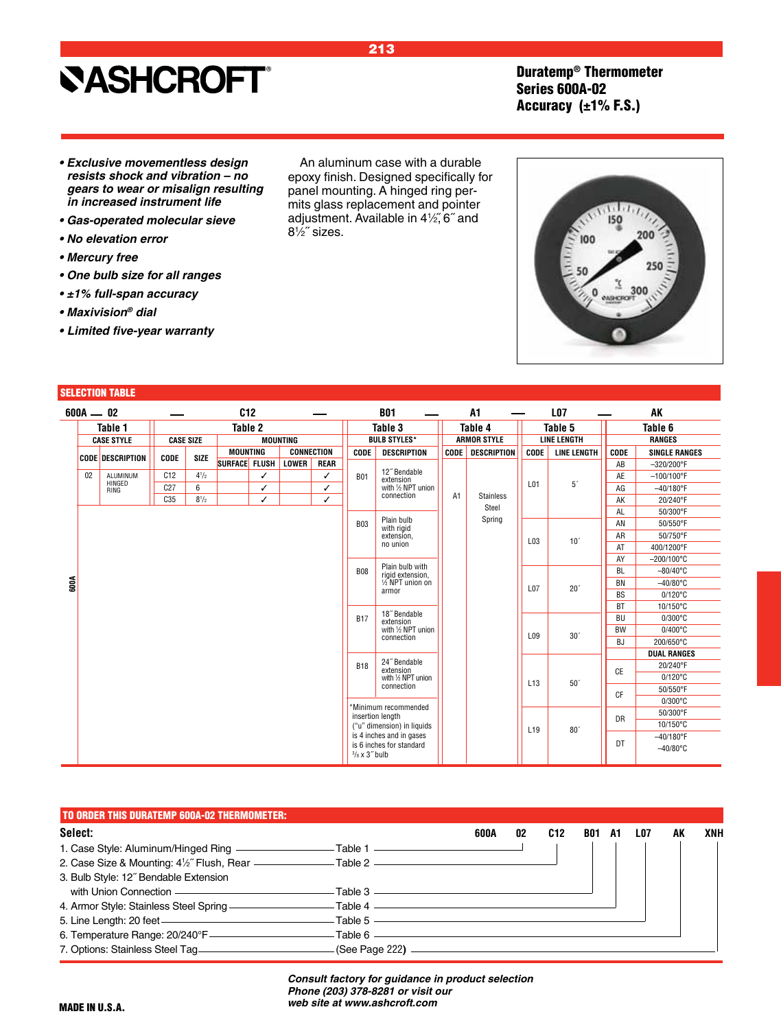# ASHCROFT®

## Duratemp® Thermometer
## Series 600A-02
## Accuracy (±1% F.S.)

- ***Exclusive movementless design resists shock and vibration – no gears to wear or misalign resulting in increased instrument life***
- ***Gas-operated molecular sieve***
- ***No elevation error***
- ***Mercury free***
- ***One bulb size for all ranges***
- ***±1% full-span accuracy***
- ***Maxivision® dial***
- ***Limited five-year warranty***

An aluminum case with a durable epoxy finish. Designed specifically for panel mounting. A hinged ring permits glass replacement and pointer adjustment. Available in 4½˝, 6˝ and 8½˝ sizes.

## SELECTION TABLE

**600A — 02 — C12 — B01 — A1 — L07 — AK**

**Table 1 – CASE STYLE**

| CODE | DESCRIPTION |
|---|---|
| 02 | ALUMINUM HINGED RING |

**Table 2 – CASE SIZE / MOUNTING**

| CODE | SIZE | MOUNTING: SURFACE | MOUNTING: FLUSH | CONNECTION: LOWER | CONNECTION: REAR |
|---|---|---|---|---|---|
| C12 | 4½ | | ✓ | | ✓ |
| C27 | 6 | | ✓ | | ✓ |
| C35 | 8½ | | ✓ | | ✓ |

**Table 3 – BULB STYLES***

| CODE | DESCRIPTION |
|---|---|
| B01 | 12˝ Bendable extension with ½ NPT union connection |
| B03 | Plain bulb with rigid extension, no union |
| B08 | Plain bulb with rigid extension, ½ NPT union on armor |
| B17 | 18˝ Bendable extension with ½ NPT union connection |
| B18 | 24˝ Bendable extension with ½ NPT union connection |

*Minimum recommended insertion length ("u" dimension) in liquids is 4 inches and in gases is 6 inches for standard ⅜ x 3˝ bulb

**Table 4 – ARMOR STYLE**

| CODE | DESCRIPTION |
|---|---|
| A1 | Stainless Steel Spring |

**Table 5 – LINE LENGTH**

| CODE | LINE LENGTH |
|---|---|
| L01 | 5´ |
| L03 | 10´ |
| L07 | 20´ |
| L09 | 30´ |
| L13 | 50´ |
| L19 | 80´ |

**Table 6 – RANGES**

| CODE | SINGLE RANGES |
|---|---|
| AB | –320/200°F |
| AE | –100/100°F |
| AG | –40/180°F |
| AK | 20/240°F |
| AL | 50/300°F |
| AN | 50/550°F |
| AR | 50/750°F |
| AT | 400/1200°F |
| AY | –200/100°C |
| BL | –80/40°C |
| BN | –40/80°C |
| BS | 0/120°C |
| BT | 10/150°C |
| BU | 0/300°C |
| BW | 0/400°C |
| BJ | 200/650°C |
| | **DUAL RANGES** |
| CE | 20/240°F, 0/120°C |
| CF | 50/550°F, 0/300°C |
| DR | 50/300°F, 10/150°C |
| DT | –40/180°F, –40/80°C |

## TO ORDER THIS DURATEMP 600A-02 THERMOMETER:

**Select:** 600A 02 C12 B01 A1 L07 AK XNH

1. Case Style: Aluminum/Hinged Ring — Table 1 (02)
2. Case Size & Mounting: 4½˝ Flush, Rear — Table 2 (C12)
3. Bulb Style: 12˝ Bendable Extension with Union Connection — Table 3 (B01)
4. Armor Style: Stainless Steel Spring — Table 4 (A1)
5. Line Length: 20 feet — Table 5 (L07)
6. Temperature Range: 20/240°F — Table 6 (AK)
7. Options: Stainless Steel Tag — (See Page 222) (XNH)

***Consult factory for guidance in product selection***
***Phone (203) 378-8281 or visit our web site at www.ashcroft.com***

**MADE IN U.S.A.**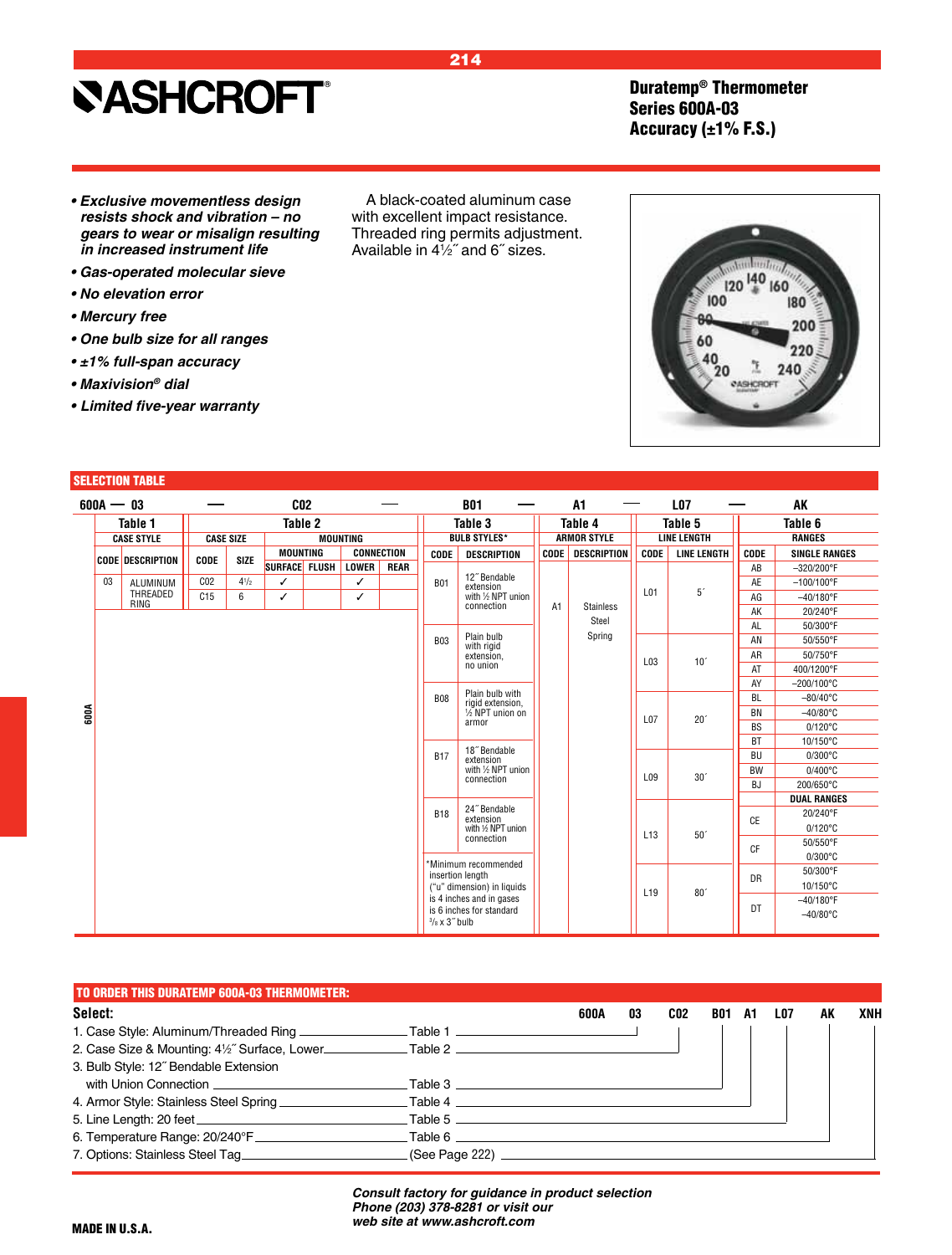ASHCROFT®

# Duratemp® Thermometer Series 600A-03 Accuracy (±1% F.S.)

- ***Exclusive movementless design resists shock and vibration – no gears to wear or misalign resulting in increased instrument life***
- ***Gas-operated molecular sieve***
- ***No elevation error***
- ***Mercury free***
- ***One bulb size for all ranges***
- ***±1% full-span accuracy***
- ***Maxivision® dial***
- ***Limited five-year warranty***

A black-coated aluminum case with excellent impact resistance. Threaded ring permits adjustment. Available in 4½″ and 6″ sizes.

## SELECTION TABLE

600A — 03 — C02 — B01 — A1 — L07 — AK

**Table 1 – CASE STYLE**

| CODE | DESCRIPTION |
|---|---|
| 03 | ALUMINUM THREADED RING |

**Table 2 – CASE SIZE / MOUNTING**

| CODE | SIZE | MOUNTING: SURFACE | MOUNTING: FLUSH | CONNECTION: LOWER | CONNECTION: REAR |
|---|---|---|---|---|---|
| C02 | 4½ | ✓ | | ✓ | |
| C15 | 6 | ✓ | | ✓ | |

**Table 3 – BULB STYLES***

| CODE | DESCRIPTION |
|---|---|
| B01 | 12″ Bendable extension with ½ NPT union connection |
| B03 | Plain bulb with rigid extension, no union |
| B08 | Plain bulb with rigid extension, ½ NPT union on armor |
| B17 | 18″ Bendable extension with ½ NPT union connection |
| B18 | 24″ Bendable extension with ½ NPT union connection |

*Minimum recommended insertion length ("u" dimension) in liquids is 4 inches and in gases is 6 inches for standard ⅜ x 3″ bulb

**Table 4 – ARMOR STYLE**

| CODE | DESCRIPTION |
|---|---|
| A1 | Stainless Steel Spring |

**Table 5 – LINE LENGTH**

| CODE | LINE LENGTH |
|---|---|
| L01 | 5′ |
| L03 | 10′ |
| L07 | 20′ |
| L09 | 30′ |
| L13 | 50′ |
| L19 | 80′ |

**Table 6 – RANGES**

| CODE | SINGLE RANGES |
|---|---|
| AB | –320/200°F |
| AE | –100/100°F |
| AG | –40/180°F |
| AK | 20/240°F |
| AL | 50/300°F |
| AN | 50/550°F |
| AR | 50/750°F |
| AT | 400/1200°F |
| AY | –200/100°C |
| BL | –80/40°C |
| BN | –40/80°C |
| BS | 0/120°C |
| BT | 10/150°C |
| BU | 0/300°C |
| BW | 0/400°C |
| BJ | 200/650°C |

| CODE | DUAL RANGES |
|---|---|
| CE | 20/240°F / 0/120°C |
| CF | 50/550°F / 0/300°C |
| DR | 50/300°F / 10/150°C |
| DT | –40/180°F / –40/80°C |

## TO ORDER THIS DURATEMP 600A-03 THERMOMETER:

Select: 600A 03 C02 B01 A1 L07 AK XNH

1. Case Style: Aluminum/Threaded Ring — Table 1
2. Case Size & Mounting: 4½″ Surface, Lower — Table 2
3. Bulb Style: 12″ Bendable Extension with Union Connection — Table 3
4. Armor Style: Stainless Steel Spring — Table 4
5. Line Length: 20 feet — Table 5
6. Temperature Range: 20/240°F — Table 6
7. Options: Stainless Steel Tag — (See Page 222)

***Consult factory for guidance in product selection Phone (203) 378-8281 or visit our web site at www.ashcroft.com***

MADE IN U.S.A.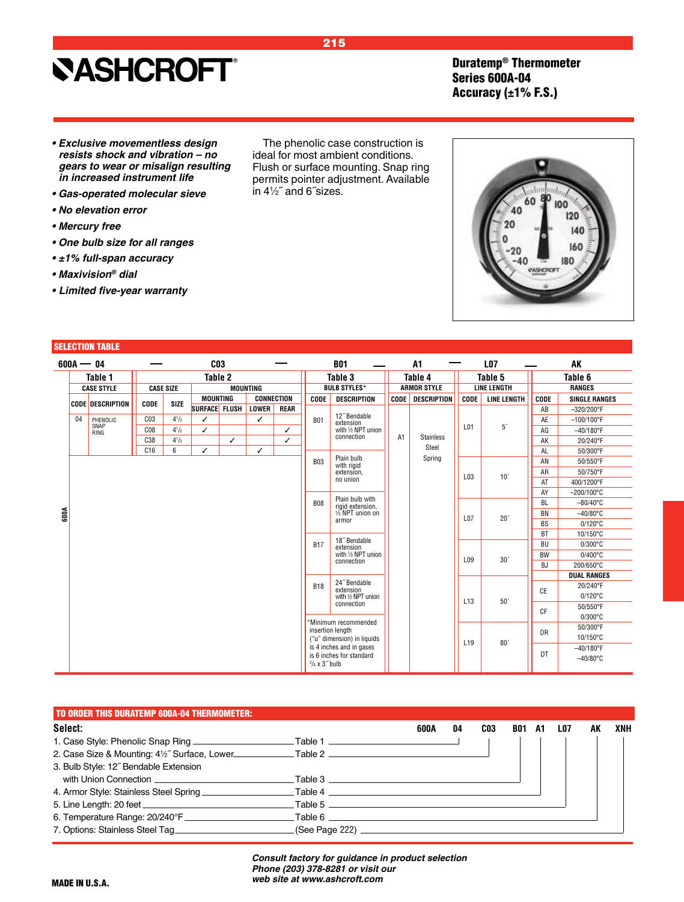# ASHCROFT®

## Duratemp® Thermometer Series 600A-04 Accuracy (±1% F.S.)

- ***Exclusive movementless design resists shock and vibration – no gears to wear or misalign resulting in increased instrument life***
- ***Gas-operated molecular sieve***
- ***No elevation error***
- ***Mercury free***
- ***One bulb size for all ranges***
- ***±1% full-span accuracy***
- ***Maxivision® dial***
- ***Limited five-year warranty***

The phenolic case construction is ideal for most ambient conditions. Flush or surface mounting. Snap ring permits pointer adjustment. Available in 4½˝ and 6˝sizes.

## SELECTION TABLE

Example: 600A — 04 — C03 — B01 — A1 — L07 — AK

**Table 1 – CASE STYLE**

| CODE | DESCRIPTION |
|---|---|
| 04 | PHENOLIC SNAP RING |

**Table 2 – CASE SIZE / MOUNTING**

| CODE | SIZE | MOUNTING: SURFACE | MOUNTING: FLUSH | CONNECTION: LOWER | CONNECTION: REAR |
|---|---|---|---|---|---|
| C03 | 4½ | ✓ | | ✓ | |
| C08 | 4½ | ✓ | | | ✓ |
| C38 | 4½ | | ✓ | | ✓ |
| C16 | 6 | ✓ | | ✓ | |

**Table 3 – BULB STYLES***

| CODE | DESCRIPTION |
|---|---|
| B01 | 12˝ Bendable extension with ½ NPT union connection |
| B03 | Plain bulb with rigid extension, no union |
| B08 | Plain bulb with rigid extension, ½ NPT union on armor |
| B17 | 18˝ Bendable extension with ½ NPT union connection |
| B18 | 24˝ Bendable extension with ½ NPT union connection |

*Minimum recommended insertion length ("u" dimension) in liquids is 4 inches and in gases is 6 inches for standard ³⁄₈ x 3˝ bulb

**Table 4 – ARMOR STYLE**

| CODE | DESCRIPTION |
|---|---|
| A1 | Stainless Steel Spring |

**Table 5 – LINE LENGTH**

| CODE | LINE LENGTH |
|---|---|
| L01 | 5´ |
| L03 | 10´ |
| L07 | 20´ |
| L09 | 30´ |
| L13 | 50´ |
| L19 | 80´ |

**Table 6 – RANGES**

| CODE | SINGLE RANGES |
|---|---|
| AB | –320/200°F |
| AE | –100/100°F |
| AG | –40/180°F |
| AK | 20/240°F |
| AL | 50/300°F |
| AN | 50/550°F |
| AR | 50/750°F |
| AT | 400/1200°F |
| AY | –200/100°C |
| BL | –80/40°C |
| BN | –40/80°C |
| BS | 0/120°C |
| BT | 10/150°C |
| BU | 0/300°C |
| BW | 0/400°C |
| BJ | 200/650°C |

| CODE | DUAL RANGES |
|---|---|
| CE | 20/240°F, 0/120°C |
| CF | 50/550°F, 0/300°C |
| DR | 50/300°F, 10/150°C |
| DT | –40/180°F, –40/80°C |

## TO ORDER THIS DURATEMP 600A-04 THERMOMETER:

**Select:** 600A 04 C03 B01 A1 L07 AK XNH

1. Case Style: Phenolic Snap Ring — Table 1 (04)
2. Case Size & Mounting: 4½˝ Surface, Lower — Table 2 (C03)
3. Bulb Style: 12˝ Bendable Extension with Union Connection — Table 3 (B01)
4. Armor Style: Stainless Steel Spring — Table 4 (A1)
5. Line Length: 20 feet — Table 5 (L07)
6. Temperature Range: 20/240°F — Table 6 (AK)
7. Options: Stainless Steel Tag — (See Page 222) (XNH)

***Consult factory for guidance in product selection Phone (203) 378-8281 or visit our web site at www.ashcroft.com***

**MADE IN U.S.A.**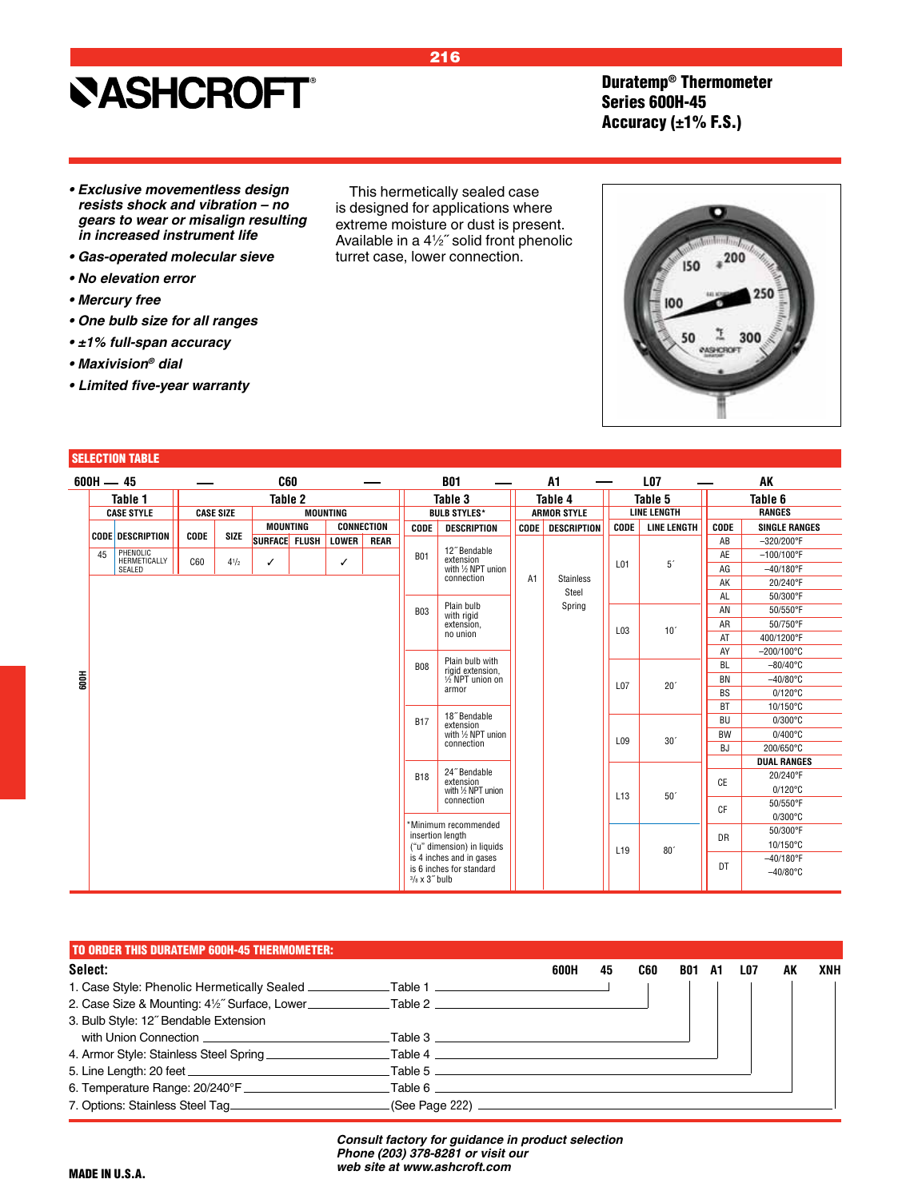# ASHCROFT®

## Duratemp® Thermometer
## Series 600H-45
## Accuracy (±1% F.S.)

- ***Exclusive movementless design resists shock and vibration – no gears to wear or misalign resulting in increased instrument life***
- ***Gas-operated molecular sieve***
- ***No elevation error***
- ***Mercury free***
- ***One bulb size for all ranges***
- ***±1% full-span accuracy***
- ***Maxivision® dial***
- ***Limited five-year warranty***

This hermetically sealed case is designed for applications where extreme moisture or dust is present. Available in a 4½˝ solid front phenolic turret case, lower connection.

## SELECTION TABLE

600H — 45 — C60 — B01 — A1 — L07 — AK

**Table 1 – Case Style**

| Code | Description |
|---|---|
| 45 | Phenolic Hermetically Sealed |

**Table 2 – Case Size / Mounting**

| Code | Size | Mounting: Surface | Mounting: Flush | Connection: Lower | Connection: Rear |
|---|---|---|---|---|---|
| C60 | 4½ | ✓ | | ✓ | |

**Table 3 – Bulb Styles***

| Code | Description |
|---|---|
| B01 | 12˝ Bendable extension with ½ NPT union connection |
| B03 | Plain bulb with rigid extension, no union |
| B08 | Plain bulb with rigid extension, ½ NPT union on armor |
| B17 | 18˝ Bendable extension with ½ NPT union connection |
| B18 | 24˝ Bendable extension with ½ NPT union connection |

*Minimum recommended insertion length ("u" dimension) in liquids is 4 inches and in gases is 6 inches for standard ³⁄₈ x 3˝ bulb

**Table 4 – Armor Style**

| Code | Description |
|---|---|
| A1 | Stainless Steel Spring |

**Table 5 – Line Length**

| Code | Line Length |
|---|---|
| L01 | 5´ |
| L03 | 10´ |
| L07 | 20´ |
| L09 | 30´ |
| L13 | 50´ |
| L19 | 80´ |

**Table 6 – Ranges**

| Code | Single Ranges |
|---|---|
| AB | –320/200°F |
| AE | –100/100°F |
| AG | –40/180°F |
| AK | 20/240°F |
| AL | 50/300°F |
| AN | 50/550°F |
| AR | 50/750°F |
| AT | 400/1200°F |
| AY | –200/100°C |
| BL | –80/40°C |
| BN | –40/80°C |
| BS | 0/120°C |
| BT | 10/150°C |
| BU | 0/300°C |
| BW | 0/400°C |
| BJ | 200/650°C |

| Code | Dual Ranges |
|---|---|
| CE | 20/240°F, 0/120°C |
| CF | 50/550°F, 0/300°C |
| DR | 50/300°F, 10/150°C |
| DT | –40/180°F, –40/80°C |

## TO ORDER THIS DURATEMP 600H-45 THERMOMETER:

**Select:** 600H 45 C60 B01 A1 L07 AK XNH

1. Case Style: Phenolic Hermetically Sealed — Table 1
2. Case Size & Mounting: 4½˝ Surface, Lower — Table 2
3. Bulb Style: 12˝ Bendable Extension with Union Connection — Table 3
4. Armor Style: Stainless Steel Spring — Table 4
5. Line Length: 20 feet — Table 5
6. Temperature Range: 20/240°F — Table 6
7. Options: Stainless Steel Tag — (See Page 222)

***Consult factory for guidance in product selection Phone (203) 378-8281 or visit our web site at www.ashcroft.com***

**MADE IN U.S.A.**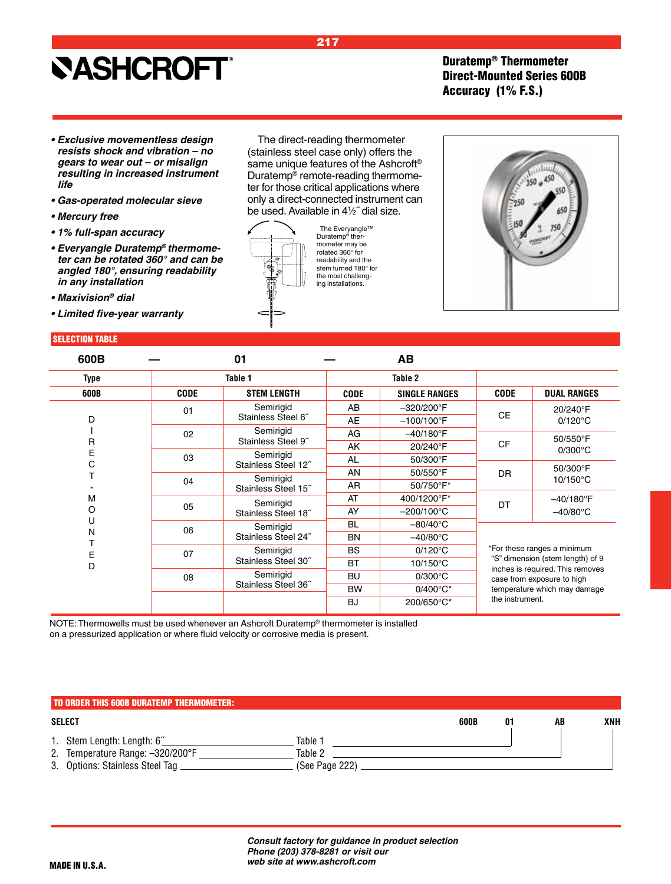# ASHCROFT®

## Duratemp® Thermometer Direct-Mounted Series 600B Accuracy (1% F.S.)

- ***Exclusive movementless design resists shock and vibration – no gears to wear out – or misalign resulting in increased instrument life***
- ***Gas-operated molecular sieve***
- ***Mercury free***
- ***1% full-span accuracy***
- ***Everyangle Duratemp® thermometer can be rotated 360° and can be angled 180°, ensuring readability in any installation***
- ***Maxivision® dial***
- ***Limited five-year warranty***

The direct-reading thermometer (stainless steel case only) offers the same unique features of the Ashcroft® Duratemp® remote-reading thermometer for those critical applications where only a direct-connected instrument can be used. Available in 4½˝ dial size.

The Everyangle™ Duratemp® thermometer may be rotated 360° for readability and the stem turned 180° for the most challenging installations.

## SELECTION TABLE

**600B — 01 — AB**

| Type | Table 1 | | Table 2 | | | |
|---|---|---|---|---|---|---|
| 600B | CODE | STEM LENGTH | CODE | SINGLE RANGES | CODE | DUAL RANGES |
| DIRECT-MOUNTED | 01 | Semirigid Stainless Steel 6˝ | AB | –320/200°F | CE | 20/240°F 0/120°C |
| | | | AE | –100/100°F | | |
| | 02 | Semirigid Stainless Steel 9˝ | AG | –40/180°F | CF | 50/550°F 0/300°C |
| | | | AK | 20/240°F | | |
| | 03 | Semirigid Stainless Steel 12˝ | AL | 50/300°F | | |
| | | | AN | 50/550°F | DR | 50/300°F 10/150°C |
| | 04 | Semirigid Stainless Steel 15˝ | AR | 50/750°F* | | |
| | | | AT | 400/1200°F* | DT | –40/180°F –40/80°C |
| | 05 | Semirigid Stainless Steel 18˝ | AY | –200/100°C | | |
| | | | BL | –80/40°C | | |
| | 06 | Semirigid Stainless Steel 24˝ | BN | –40/80°C | | |
| | | | BS | 0/120°C | | |
| | 07 | Semirigid Stainless Steel 30˝ | BT | 10/150°C | | |
| | | | BU | 0/300°C | | |
| | 08 | Semirigid Stainless Steel 36˝ | BW | 0/400°C* | | |
| | | | BJ | 200/650°C* | | |

*For these ranges a minimum "S" dimension (stem length) of 9 inches is required. This removes case from exposure to high temperature which may damage the instrument.

NOTE: Thermowells must be used whenever an Ashcroft Duratemp® thermometer is installed on a pressurized application or where fluid velocity or corrosive media is present.

## TO ORDER THIS 600B DURATEMP THERMOMETER:

| SELECT | | 600B | 01 | AB | XNH |
|---|---|---|---|---|---|
| 1. Stem Length: Length: 6˝ | Table 1 | | 01 | | |
| 2. Temperature Range: –320/200°F | Table 2 | | | AB | |
| 3. Options: Stainless Steel Tag | (See Page 222) | | | | XNH |

*Consult factory for guidance in product selection*
*Phone (203) 378-8281 or visit our web site at www.ashcroft.com*

MADE IN U.S.A.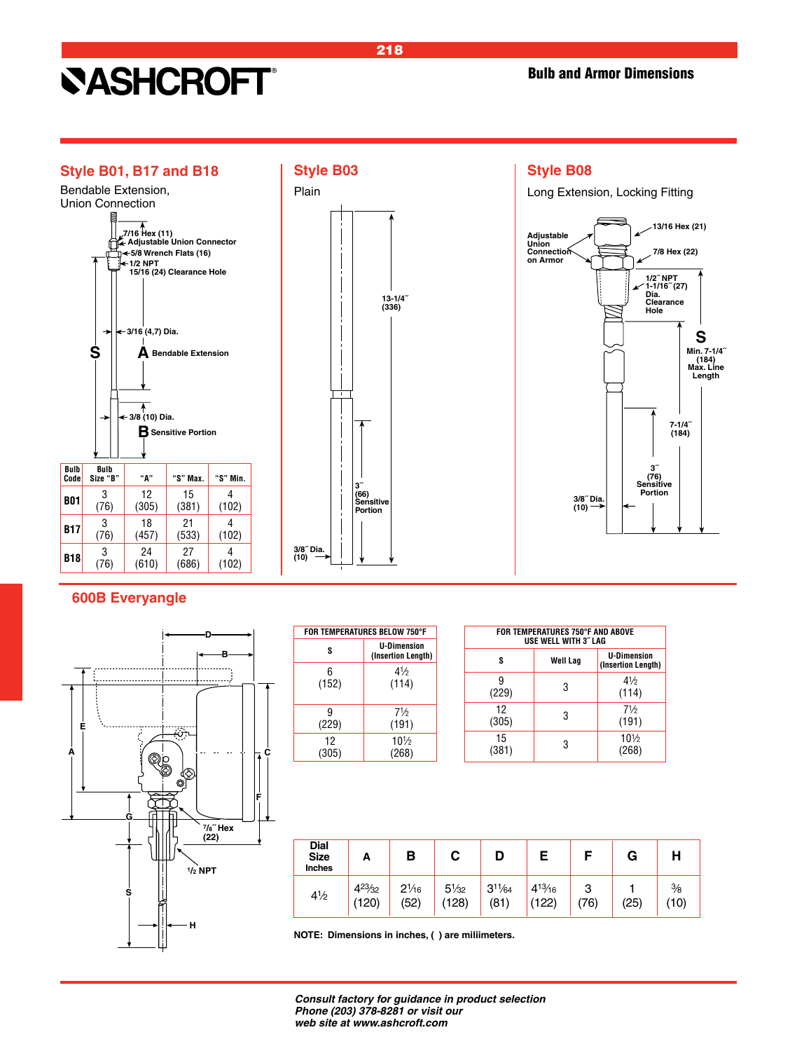# Bulb and Armor Dimensions

## Style B01, B17 and B18

Bendable Extension, Union Connection

7/16 Hex (11)
Adjustable Union Connector
5/8 Wrench Flats (16)
1/2 NPT
15/16 (24) Clearance Hole
3/16 (4,7) Dia.
S
A Bendable Extension
3/8 (10) Dia.
B Sensitive Portion

| Bulb Code | Bulb Size "B" | "A" | "S" Max. | "S" Min. |
|---|---|---|---|---|
| B01 | 3 (76) | 12 (305) | 15 (381) | 4 (102) |
| B17 | 3 (76) | 18 (457) | 21 (533) | 4 (102) |
| B18 | 3 (76) | 24 (610) | 27 (686) | 4 (102) |

## Style B03

Plain

13-1/4˝ (336)
3˝ (66) Sensitive Portion
3/8˝ Dia. (10)

## Style B08

Long Extension, Locking Fitting

Adjustable Union Connection on Armor
13/16 Hex (21)
7/8 Hex (22)
1/2˝ NPT
1-1/16˝ (27) Dia. Clearance Hole
S
Min. 7-1/4˝ (184)
Max. Line Length
7-1/4˝ (184)
3˝ (76) Sensitive Portion
3/8˝ Dia. (10)

## 600B Everyangle

D, B, E, A, C, F, G, S, H
7/8˝ Hex (22)
1/2 NPT

| FOR TEMPERATURES BELOW 750°F | |
|---|---|
| S | U-Dimension (Insertion Length) |
| 6 (152) | 4½ (114) |
| 9 (229) | 7½ (191) |
| 12 (305) | 10½ (268) |

| FOR TEMPERATURES 750°F AND ABOVE USE WELL WITH 3˝ LAG | | |
|---|---|---|
| S | Well Lag | U-Dimension (Insertion Length) |
| 9 (229) | 3 | 4½ (114) |
| 12 (305) | 3 | 7½ (191) |
| 15 (381) | 3 | 10½ (268) |

| Dial Size Inches | A | B | C | D | E | F | G | H |
|---|---|---|---|---|---|---|---|---|
| 4½ | 4²³⁄₃₂ (120) | 2¹⁄₁₆ (52) | 5¹⁄₃₂ (128) | 3¹¹⁄₆₄ (81) | 4¹³⁄₁₆ (122) | 3 (76) | 1 (25) | ⅜ (10) |

NOTE: Dimensions in inches, ( ) are millimeters.

*Consult factory for guidance in product selection*
*Phone (203) 378-8281 or visit our*
*web site at www.ashcroft.com*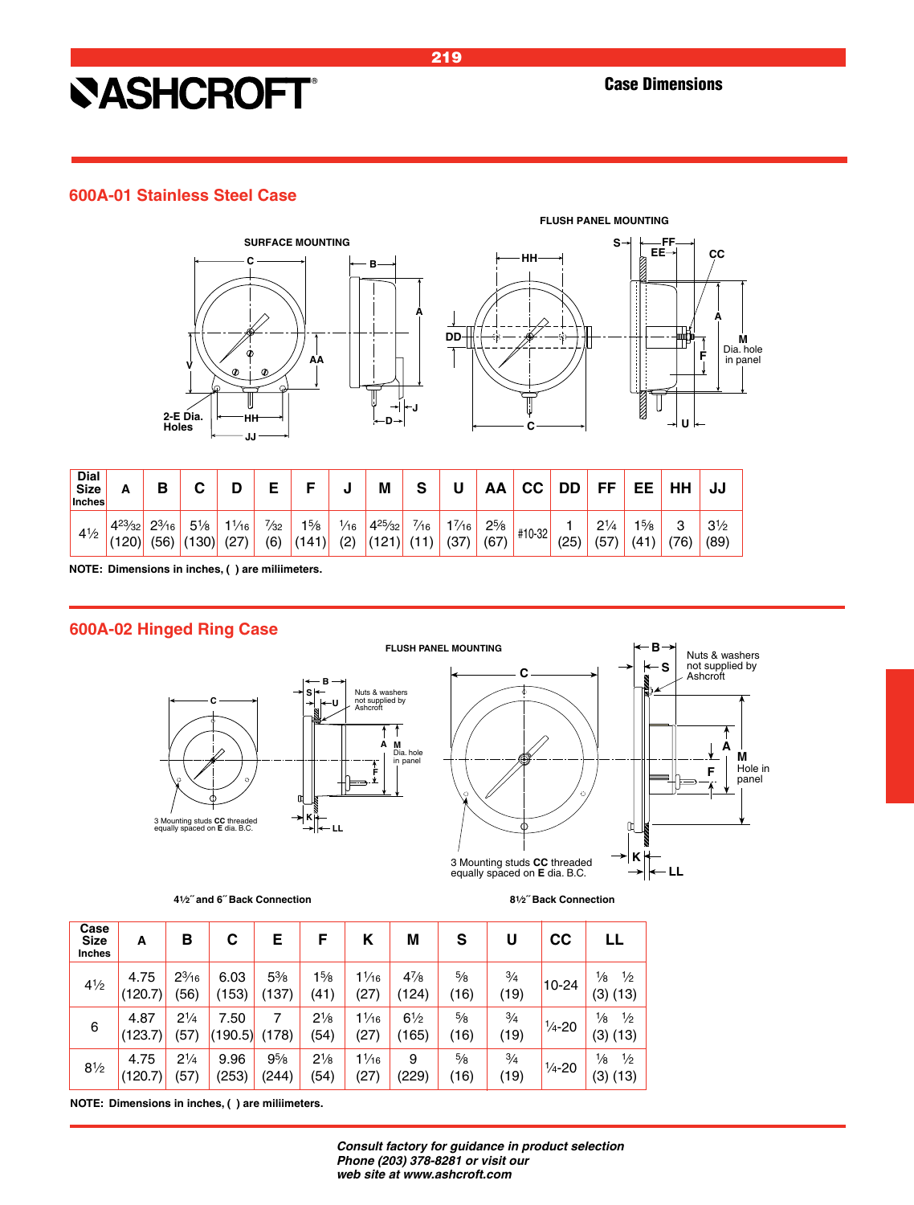# ASHCROFT®

## Case Dimensions

## 600A-01 Stainless Steel Case

SURFACE MOUNTING

FLUSH PANEL MOUNTING

2-E Dia. Holes

M Dia. hole in panel

| Dial Size Inches | A | B | C | D | E | F | J | M | S | U | AA | CC | DD | FF | EE | HH | JJ |
|---|---|---|---|---|---|---|---|---|---|---|---|---|---|---|---|---|---|
| 4½ | 4²³⁄₃₂ (120) | 2³⁄₁₆ (56) | 5⅛ (130) | 1¹⁄₁₆ (27) | ⁷⁄₃₂ (6) | 1⅝ (141) | ¹⁄₁₆ (2) | 4²⁵⁄₃₂ (121) | ⁷⁄₁₆ (11) | 1⁷⁄₁₆ (37) | 2⅝ (67) | #10-32 | 1 (25) | 2¼ (57) | 1⅝ (41) | 3 (76) | 3½ (89) |

**NOTE: Dimensions in inches, ( ) are miliimeters.**

## 600A-02 Hinged Ring Case

FLUSH PANEL MOUNTING

Nuts & washers not supplied by Ashcroft

M Dia. hole in panel

3 Mounting studs **CC** threaded equally spaced on **E** dia. B.C.

M Hole in panel

**4½˝ and 6˝ Back Connection**

**8½˝ Back Connection**

| Case Size Inches | A | B | C | E | F | K | M | S | U | CC | LL |
|---|---|---|---|---|---|---|---|---|---|---|---|
| 4½ | 4.75 (120.7) | 2³⁄₁₆ (56) | 6.03 (153) | 5⅜ (137) | 1⅝ (41) | 1¹⁄₁₆ (27) | 4⅞ (124) | ⅝ (16) | ¾ (19) | 10-24 | ⅛ ½ (3) (13) |
| 6 | 4.87 (123.7) | 2¼ (57) | 7.50 (190.5) | 7 (178) | 2⅛ (54) | 1¹⁄₁₆ (27) | 6½ (165) | ⅝ (16) | ¾ (19) | ¼-20 | ⅛ ½ (3) (13) |
| 8½ | 4.75 (120.7) | 2¼ (57) | 9.96 (253) | 9⅝ (244) | 2⅛ (54) | 1¹⁄₁₆ (27) | 9 (229) | ⅝ (16) | ¾ (19) | ¼-20 | ⅛ ½ (3) (13) |

**NOTE: Dimensions in inches, ( ) are miliimeters.**

***Consult factory for guidance in product selection Phone (203) 378-8281 or visit our web site at www.ashcroft.com***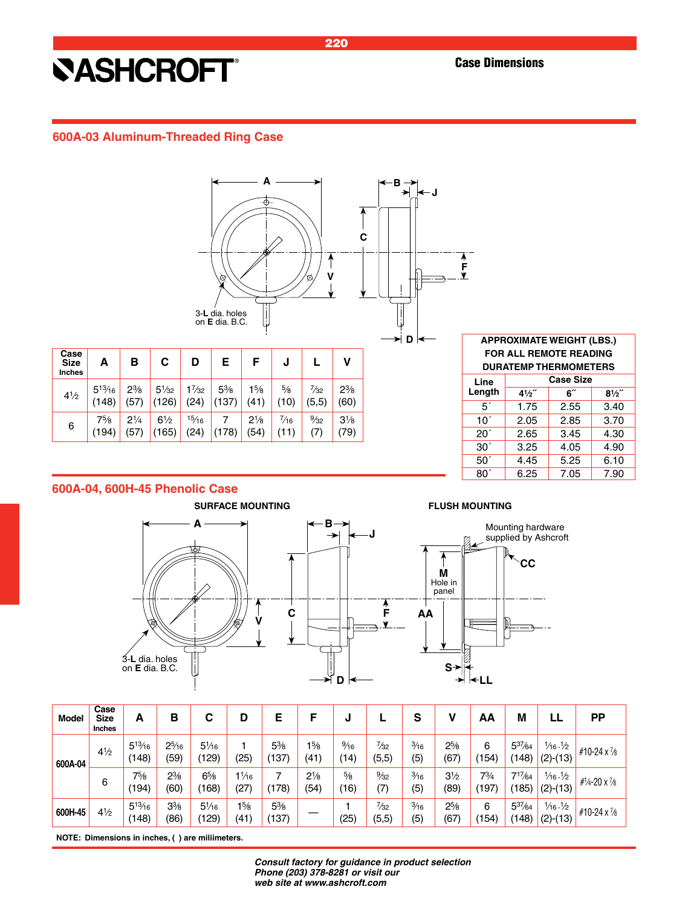## Case Dimensions

### 600A-03 Aluminum-Threaded Ring Case

3-**L** dia. holes on **E** dia. B.C.

| Case Size Inches | A | B | C | D | E | F | J | L | V |
|---|---|---|---|---|---|---|---|---|---|
| 4½ | 5 13⁄16 (148) | 2⅜ (57) | 5 1⁄32 (126) | 1 7⁄32 (24) | 5⅜ (137) | 1⅝ (41) | ⅝ (10) | 7⁄32 (5,5) | 2⅜ (60) |
| 6 | 7⅝ (194) | 2¼ (57) | 6½ (165) | 15⁄16 (24) | 7 (178) | 2⅛ (54) | 7⁄16 (11) | 9⁄32 (7) | 3⅛ (79) |

| APPROXIMATE WEIGHT (LBS.) FOR ALL REMOTE READING DURATEMP THERMOMETERS | | | |
|---|---|---|---|
| Line Length | Case Size | | |
| | 4½″ | 6″ | 8½″ |
| 5´ | 1.75 | 2.55 | 3.40 |
| 10´ | 2.05 | 2.85 | 3.70 |
| 20´ | 2.65 | 3.45 | 4.30 |
| 30´ | 3.25 | 4.05 | 4.90 |
| 50´ | 4.45 | 5.25 | 6.10 |
| 80´ | 6.25 | 7.05 | 7.90 |

### 600A-04, 600H-45 Phenolic Case

**SURFACE MOUNTING**

**FLUSH MOUNTING**

Mounting hardware supplied by Ashcroft

M Hole in panel

3-**L** dia. holes on **E** dia. B.C.

| Model | Case Size Inches | A | B | C | D | E | F | J | L | S | V | AA | M | LL | PP |
|---|---|---|---|---|---|---|---|---|---|---|---|---|---|---|---|
| 600A-04 | 4½ | 5 13⁄16 (148) | 2 5⁄16 (59) | 5 1⁄16 (129) | 1 (25) | 5⅜ (137) | 1⅝ (41) | 9⁄16 (14) | 7⁄32 (5,5) | 3⁄16 (5) | 2⅝ (67) | 6 (154) | 5 37⁄64 (148) | 1⁄16-½ (2)-(13) | #10-24 x ⅞ |
| | 6 | 7⅝ (194) | 2⅜ (60) | 6⅝ (168) | 1 1⁄16 (27) | 7 (178) | 2⅛ (54) | ⅝ (16) | 9⁄32 (7) | 3⁄16 (5) | 3½ (89) | 7¾ (197) | 7 17⁄64 (185) | 1⁄16-½ (2)-(13) | #¼-20 x ⅞ |
| 600H-45 | 4½ | 5 13⁄16 (148) | 3⅜ (86) | 5 1⁄16 (129) | 1⅝ (41) | 5⅜ (137) | — | 1 (25) | 7⁄32 (5,5) | 3⁄16 (5) | 2⅝ (67) | 6 (154) | 5 37⁄64 (148) | 1⁄16-½ (2)-(13) | #10-24 x ⅞ |

**NOTE: Dimensions in inches, ( ) are miliimeters.**

***Consult factory for guidance in product selection Phone (203) 378-8281 or visit our web site at www.ashcroft.com***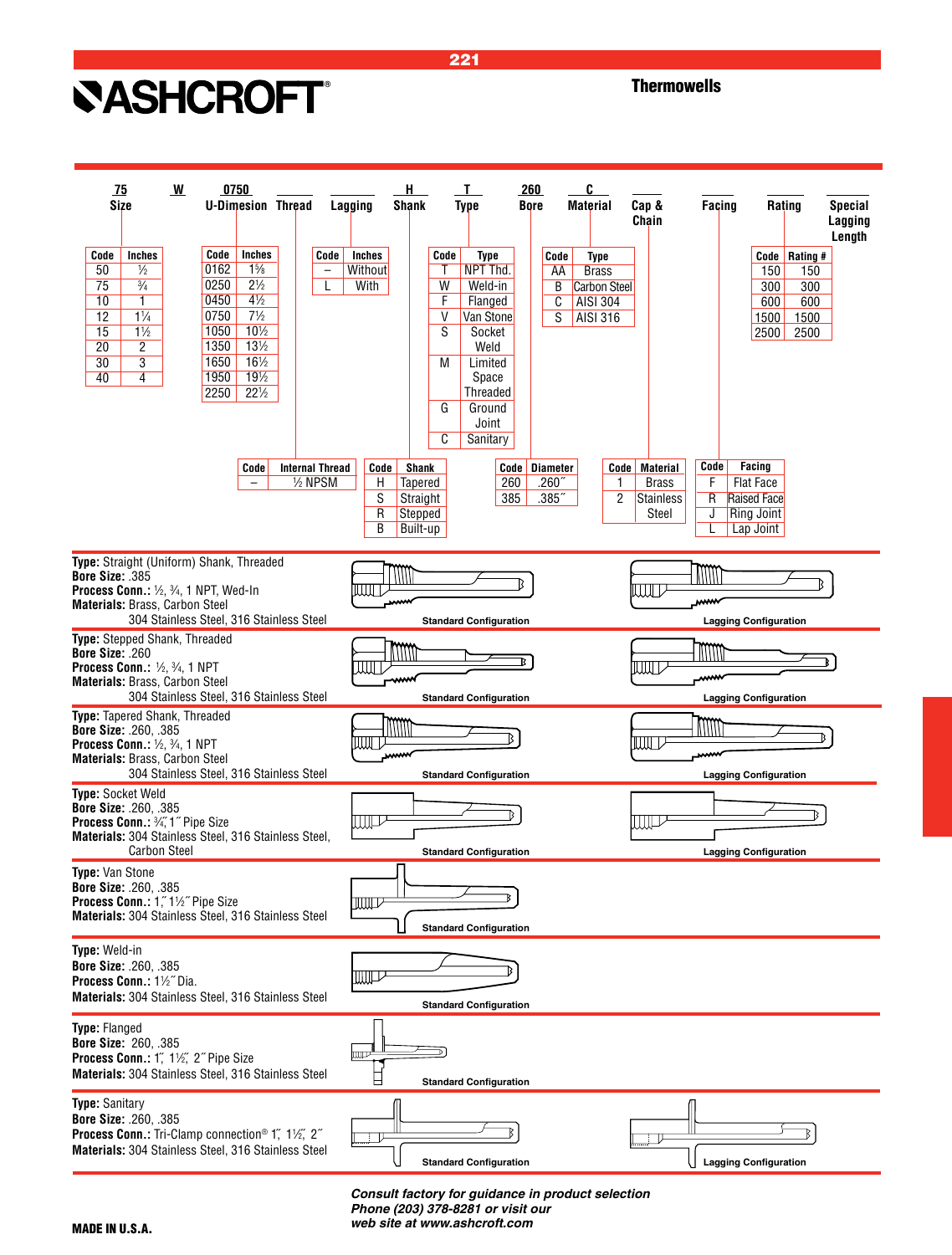# ASHCROFT®

## Thermowells

**Ordering code example:**

| Size | | U-Dimesion | Thread | Lagging | Shank | Type | Bore | Material | Cap & Chain | Facing | Rating | Special Lagging Length |
|---|---|---|---|---|---|---|---|---|---|---|---|---|
| 75 | W | 0750 | | | H | T | 260 | C | | | | |

**Size**

| Code | Inches |
|---|---|
| 50 | ½ |
| 75 | ¾ |
| 10 | 1 |
| 12 | 1¼ |
| 15 | 1½ |
| 20 | 2 |
| 30 | 3 |
| 40 | 4 |

**U-Dimesion**

| Code | Inches |
|---|---|
| 0162 | 1⅝ |
| 0250 | 2½ |
| 0450 | 4½ |
| 0750 | 7½ |
| 1050 | 10½ |
| 1350 | 13½ |
| 1650 | 16½ |
| 1950 | 19½ |
| 2250 | 22½ |

**Thread**

| Code | Internal Thread |
|---|---|
| – | ½ NPSM |

**Lagging**

| Code | Inches |
|---|---|
| – | Without |
| L | With |

**Shank**

| Code | Shank |
|---|---|
| H | Tapered |
| S | Straight |
| R | Stepped |
| B | Built-up |

**Type**

| Code | Type |
|---|---|
| T | NPT Thd. |
| W | Weld-in |
| F | Flanged |
| V | Van Stone |
| S | Socket Weld |
| M | Limited Space Threaded |
| G | Ground Joint |
| C | Sanitary |

**Bore**

| Code | Diameter |
|---|---|
| 260 | .260˝ |
| 385 | .385˝ |

**Material**

| Code | Type |
|---|---|
| AA | Brass |
| B | Carbon Steel |
| C | AISI 304 |
| S | AISI 316 |

**Cap & Chain**

| Code | Material |
|---|---|
| 1 | Brass |
| 2 | Stainless Steel |

**Facing**

| Code | Facing |
|---|---|
| F | Flat Face |
| R | Raised Face |
| J | Ring Joint |
| L | Lap Joint |

**Rating**

| Code | Rating # |
|---|---|
| 150 | 150 |
| 300 | 300 |
| 600 | 600 |
| 1500 | 1500 |
| 2500 | 2500 |

---

**Type:** Straight (Uniform) Shank, Threaded
**Bore Size:** .385
**Process Conn.:** ½, ¾, 1 NPT, Wed-In
**Materials:** Brass, Carbon Steel
304 Stainless Steel, 316 Stainless Steel

Standard Configuration — Lagging Configuration

---

**Type:** Stepped Shank, Threaded
**Bore Size:** .260
**Process Conn.:** ½, ¾, 1 NPT
**Materials:** Brass, Carbon Steel
304 Stainless Steel, 316 Stainless Steel

Standard Configuration — Lagging Configuration

---

**Type:** Tapered Shank, Threaded
**Bore Size:** .260, .385
**Process Conn.:** ½, ¾, 1 NPT
**Materials:** Brass, Carbon Steel
304 Stainless Steel, 316 Stainless Steel

Standard Configuration — Lagging Configuration

---

**Type:** Socket Weld
**Bore Size:** .260, .385
**Process Conn.:** ¾˝, 1˝ Pipe Size
**Materials:** 304 Stainless Steel, 316 Stainless Steel, Carbon Steel

Standard Configuration — Lagging Configuration

---

**Type:** Van Stone
**Bore Size:** .260, .385
**Process Conn.:** 1˝, 1½˝ Pipe Size
**Materials:** 304 Stainless Steel, 316 Stainless Steel

Standard Configuration

---

**Type:** Weld-in
**Bore Size:** .260, .385
**Process Conn.:** 1½˝ Dia.
**Materials:** 304 Stainless Steel, 316 Stainless Steel

Standard Configuration

---

**Type:** Flanged
**Bore Size:** 260, .385
**Process Conn.:** 1˝, 1½˝, 2˝ Pipe Size
**Materials:** 304 Stainless Steel, 316 Stainless Steel

Standard Configuration

---

**Type:** Sanitary
**Bore Size:** .260, .385
**Process Conn.:** Tri-Clamp connection® 1˝, 1½˝, 2˝
**Materials:** 304 Stainless Steel, 316 Stainless Steel

Standard Configuration — Lagging Configuration

---

***Consult factory for guidance in product selection***
***Phone (203) 378-8281 or visit our***
***web site at www.ashcroft.com***

**MADE IN U.S.A.**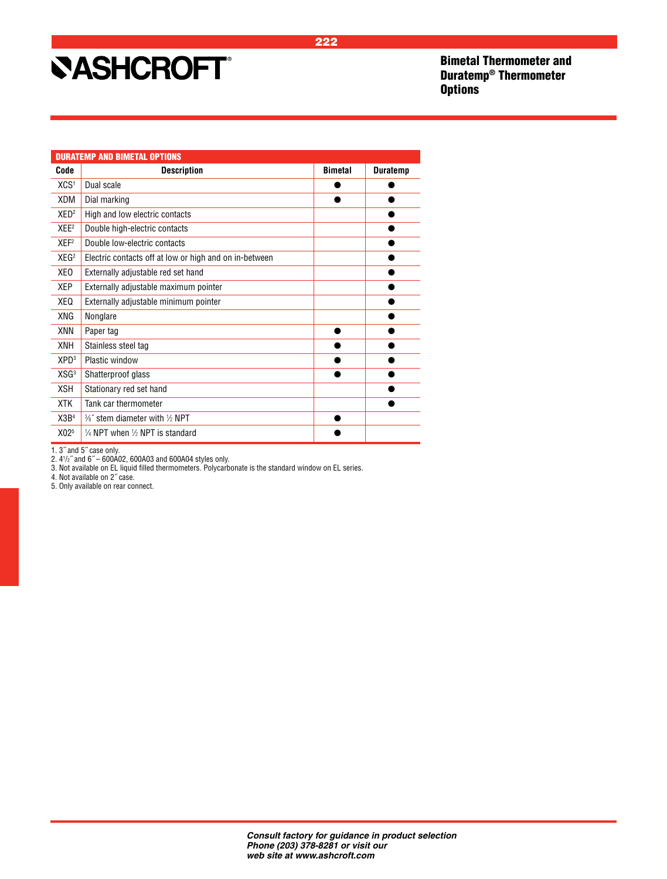# Bimetal Thermometer and Duratemp® Thermometer Options

| DURATEMP AND BIMETAL OPTIONS | | | |
|---|---|---|---|
| **Code** | **Description** | **Bimetal** | **Duratemp** |
| XCS[1] | Dual scale | ● | ● |
| XDM | Dial marking | ● | ● |
| XED[2] | High and low electric contacts | | ● |
| XEE[2] | Double high-electric contacts | | ● |
| XEF[2] | Double low-electric contacts | | ● |
| XEG[2] | Electric contacts off at low or high and on in-between | | ● |
| XEO | Externally adjustable red set hand | | ● |
| XEP | Externally adjustable maximum pointer | | ● |
| XEQ | Externally adjustable minimum pointer | | ● |
| XNG | Nonglare | | ● |
| XNN | Paper tag | ● | ● |
| XNH | Stainless steel tag | ● | ● |
| XPD[3] | Plastic window | ● | ● |
| XSG[3] | Shatterproof glass | ● | ● |
| XSH | Stationary red set hand | | ● |
| XTK | Tank car thermometer | | ● |
| X3B[4] | ⅜˝ stem diameter with ½ NPT | ● | |
| X02[5] | ¼ NPT when ½ NPT is standard | ● | |

1. 3˝ and 5˝ case only.
2. 4½˝ and 6˝ – 600A02, 600A03 and 600A04 styles only.
3. Not available on EL liquid filled thermometers. Polycarbonate is the standard window on EL series.
4. Not available on 2˝ case.
5. Only available on rear connect.

*Consult factory for guidance in product selection Phone (203) 378-8281 or visit our web site at www.ashcroft.com*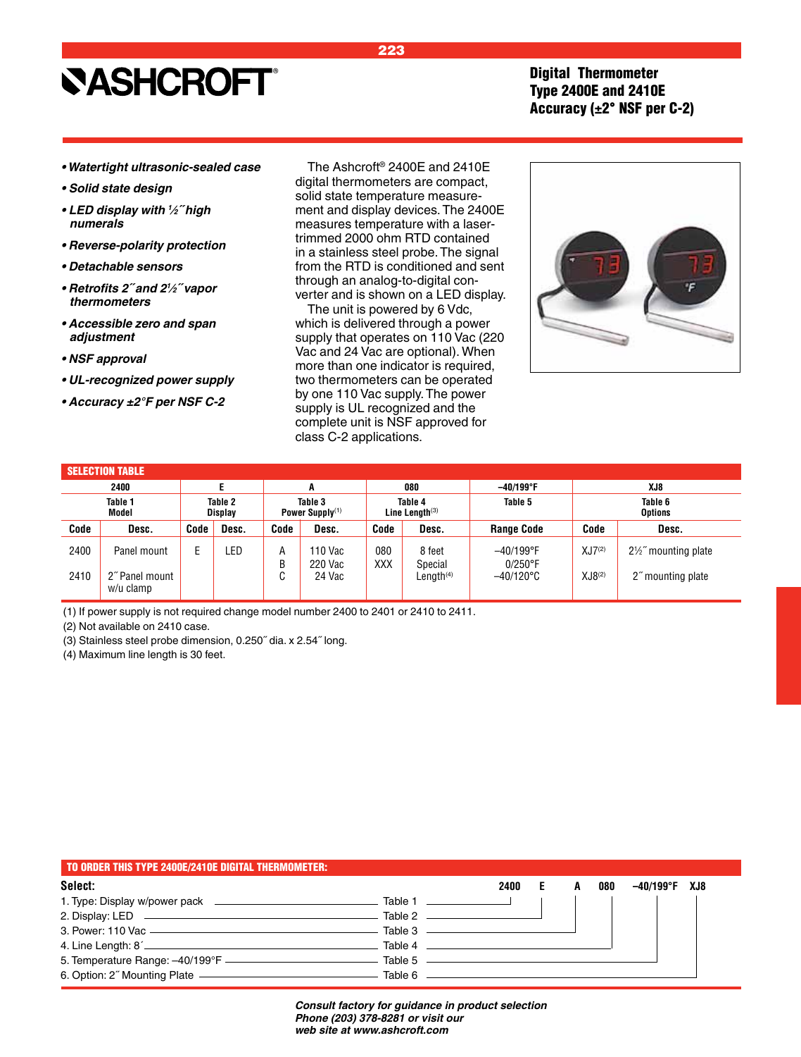ASHCROFT®

# Digital Thermometer Type 2400E and 2410E Accuracy (±2° NSF per C-2)

- ***Watertight ultrasonic-sealed case***
- ***Solid state design***
- ***LED display with ½″ high numerals***
- ***Reverse-polarity protection***
- ***Detachable sensors***
- ***Retrofits 2″ and 2½″ vapor thermometers***
- ***Accessible zero and span adjustment***
- ***NSF approval***
- ***UL-recognized power supply***
- ***Accuracy ±2°F per NSF C-2***

The Ashcroft® 2400E and 2410E digital thermometers are compact, solid state temperature measurement and display devices. The 2400E measures temperature with a laser-trimmed 2000 ohm RTD contained in a stainless steel probe. The signal from the RTD is conditioned and sent through an analog-to-digital converter and is shown on a LED display.

The unit is powered by 6 Vdc, which is delivered through a power supply that operates on 110 Vac (220 Vac and 24 Vac are optional). When more than one indicator is required, two thermometers can be operated by one 110 Vac supply. The power supply is UL recognized and the complete unit is NSF approved for class C-2 applications.

## SELECTION TABLE

| 2400 | | E | | A | | 080 | | –40/199°F | XJ8 | |
|---|---|---|---|---|---|---|---|---|---|---|
| Table 1 Model | | Table 2 Display | | Table 3 Power Supply(1) | | Table 4 Line Length(3) | | Table 5 | Table 6 Options | |
| Code | Desc. | Code | Desc. | Code | Desc. | Code | Desc. | Range Code | Code | Desc. |
| 2400 | Panel mount | E | LED | A | 110 Vac | 080 | 8 feet | –40/199°F | XJ7(2) | 2½″ mounting plate |
| | | | | B | 220 Vac | XXX | Special Length(4) | 0/250°F | | |
| 2410 | 2″ Panel mount w/u clamp | | | C | 24 Vac | | | –40/120°C | XJ8(2) | 2″ mounting plate |

(1) If power supply is not required change model number 2400 to 2401 or 2410 to 2411.
(2) Not available on 2410 case.
(3) Stainless steel probe dimension, 0.250″ dia. x 2.54″ long.
(4) Maximum line length is 30 feet.

## TO ORDER THIS TYPE 2400E/2410E DIGITAL THERMOMETER:

**Select:** 2400 E A 080 –40/199°F XJ8

| Selection | Table | Code |
|---|---|---|
| 1. Type: Display w/power pack | Table 1 | 2400 |
| 2. Display: LED | Table 2 | E |
| 3. Power: 110 Vac | Table 3 | A |
| 4. Line Length: 8′ | Table 4 | 080 |
| 5. Temperature Range: –40/199°F | Table 5 | –40/199°F |
| 6. Option: 2″ Mounting Plate | Table 6 | XJ8 |

***Consult factory for guidance in product selection***
***Phone (203) 378-8281 or visit our web site at www.ashcroft.com***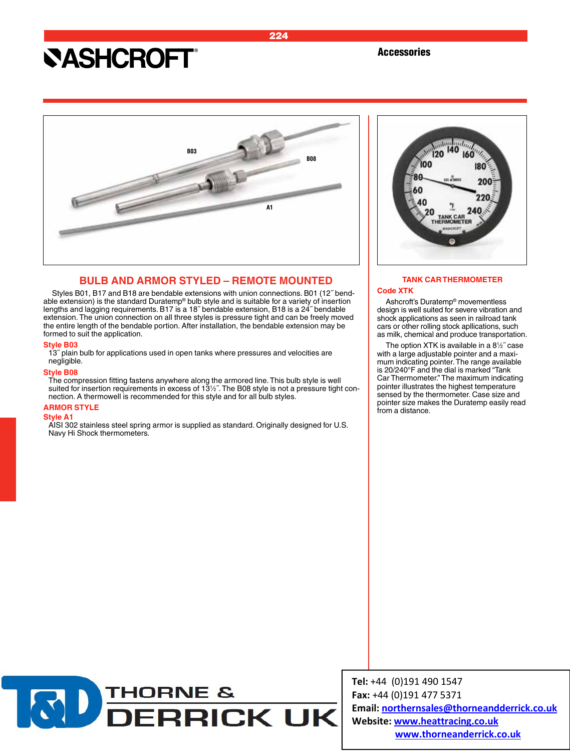# Accessories

## BULB AND ARMOR STYLED – REMOTE MOUNTED

Styles B01, B17 and B18 are bendable extensions with union connections. B01 (12˝ bendable extension) is the standard Duratemp® bulb style and is suitable for a variety of insertion lengths and lagging requirements. B17 is a 18˝ bendable extension, B18 is a 24˝ bendable extension. The union connection on all three styles is pressure tight and can be freely moved the entire length of the bendable portion. After installation, the bendable extension may be formed to suit the application.

### Style B03

13˝ plain bulb for applications used in open tanks where pressures and velocities are negligible.

### Style B08

The compression fitting fastens anywhere along the armored line. This bulb style is well suited for insertion requirements in excess of 13½˝. The B08 style is not a pressure tight connection. A thermowell is recommended for this style and for all bulb styles.

### ARMOR STYLE

### Style A1

AISI 302 stainless steel spring armor is supplied as standard. Originally designed for U.S. Navy Hi Shock thermometers.

## TANK CAR THERMOMETER

### Code XTK

Ashcroft's Duratemp® movementless design is well suited for severe vibration and shock applications as seen in railroad tank cars or other rolling stock applications, such as milk, chemical and produce transportation.

The option XTK is available in a 8½˝ case with a large adjustable pointer and a maximum indicating pointer. The range available is 20/240°F and the dial is marked "Tank Car Thermometer." The maximum indicating pointer illustrates the highest temperature sensed by the thermometer. Case size and pointer size makes the Duratemp easily read from a distance.

---

**Tel:** +44 (0)191 490 1547
**Fax:** +44 (0)191 477 5371
**Email:** northernsales@thorneandderrick.co.uk
**Website:** www.heattracing.co.uk
www.thorneanderrick.co.uk